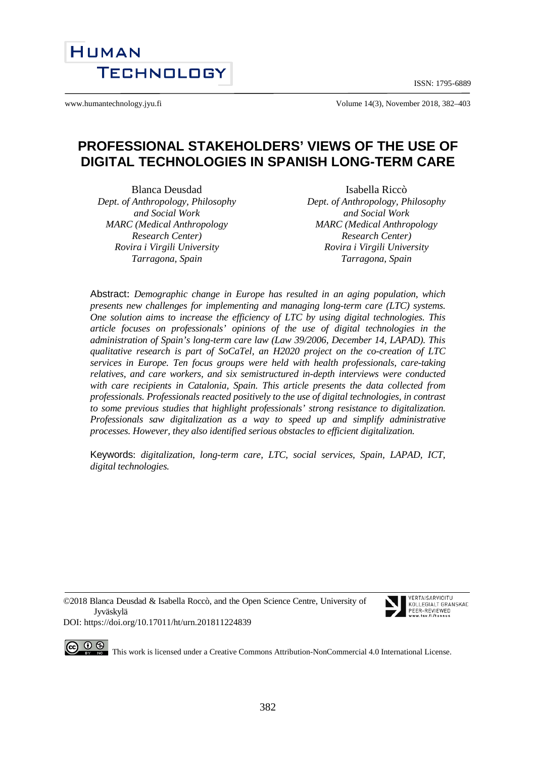# PROFESSIONAL STAKEHOLDERS' VIEWS OF THE USE OF DIGITAL TECHNOLOGIES IN SPANISH LONG-TERM CARE

Blanca Deusdad
*Dept. of Anthropology, Philosophy and Social Work*
*MARC (Medical Anthropology Research Center)*
*Rovira i Virgili University*
*Tarragona, Spain*

Isabella Riccò
*Dept. of Anthropology, Philosophy and Social Work*
*MARC (Medical Anthropology Research Center)*
*Rovira i Virgili University*
*Tarragona, Spain*

Abstract: *Demographic change in Europe has resulted in an aging population, which presents new challenges for implementing and managing long-term care (LTC) systems. One solution aims to increase the efficiency of LTC by using digital technologies. This article focuses on professionals' opinions of the use of digital technologies in the administration of Spain's long-term care law (Law 39/2006, December 14, LAPAD). This qualitative research is part of SoCaTel, an H2020 project on the co-creation of LTC services in Europe. Ten focus groups were held with health professionals, care-taking relatives, and care workers, and six semistructured in-depth interviews were conducted with care recipients in Catalonia, Spain. This article presents the data collected from professionals. Professionals reacted positively to the use of digital technologies, in contrast to some previous studies that highlight professionals' strong resistance to digitalization. Professionals saw digitalization as a way to speed up and simplify administrative processes. However, they also identified serious obstacles to efficient digitalization.*

Keywords: *digitalization, long-term care, LTC, social services, Spain, LAPAD, ICT, digital technologies.*

©2018 Blanca Deusdad & Isabella Roccò, and the Open Science Centre, University of Jyväskylä
DOI: https://doi.org/10.17011/ht/urn.201811224839

This work is licensed under a Creative Commons Attribution-NonCommercial 4.0 International License.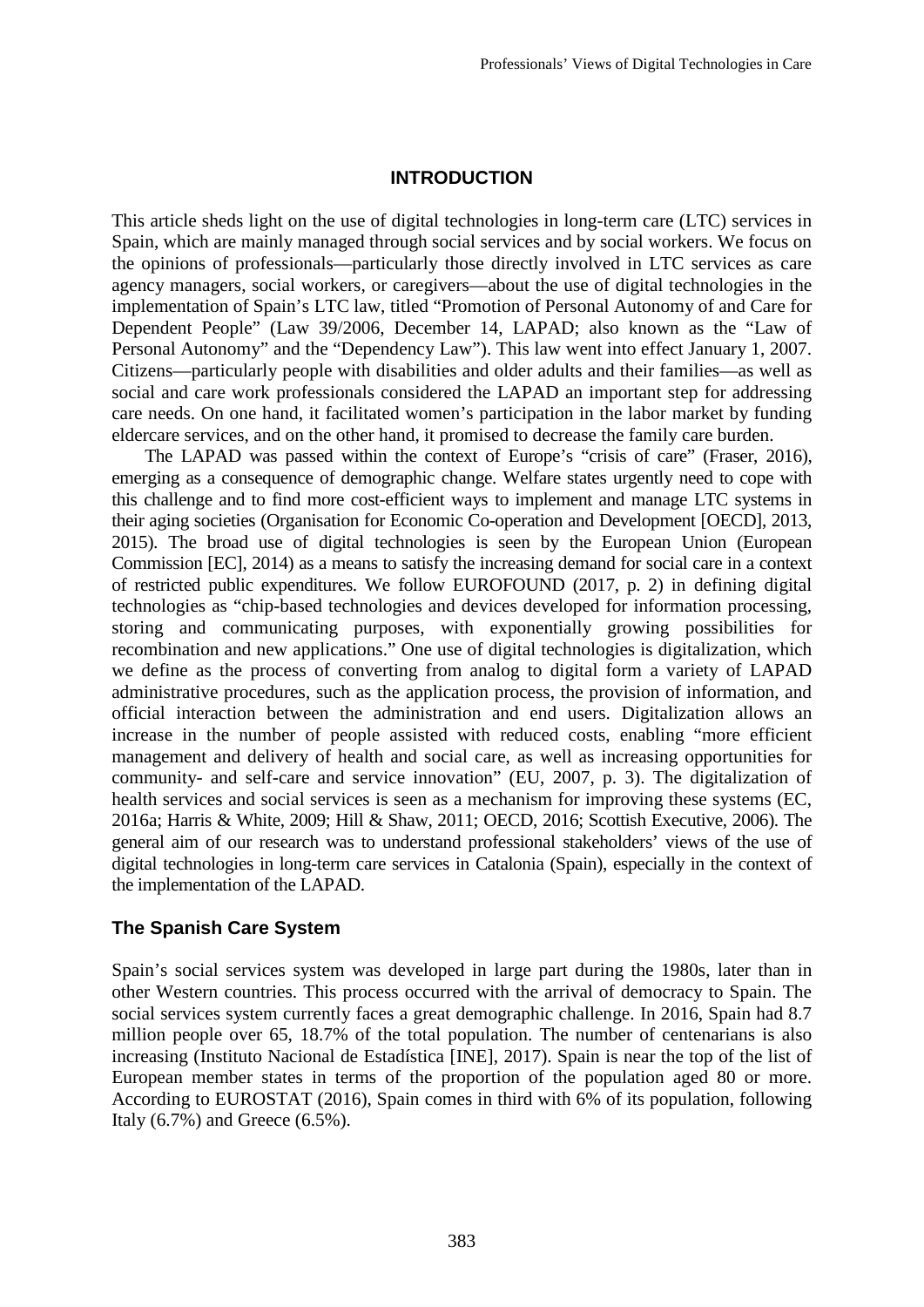## INTRODUCTION

This article sheds light on the use of digital technologies in long-term care (LTC) services in Spain, which are mainly managed through social services and by social workers. We focus on the opinions of professionals—particularly those directly involved in LTC services as care agency managers, social workers, or caregivers—about the use of digital technologies in the implementation of Spain's LTC law, titled "Promotion of Personal Autonomy of and Care for Dependent People" (Law 39/2006, December 14, LAPAD; also known as the "Law of Personal Autonomy" and the "Dependency Law"). This law went into effect January 1, 2007. Citizens—particularly people with disabilities and older adults and their families—as well as social and care work professionals considered the LAPAD an important step for addressing care needs. On one hand, it facilitated women's participation in the labor market by funding eldercare services, and on the other hand, it promised to decrease the family care burden.

The LAPAD was passed within the context of Europe's "crisis of care" (Fraser, 2016), emerging as a consequence of demographic change. Welfare states urgently need to cope with this challenge and to find more cost-efficient ways to implement and manage LTC systems in their aging societies (Organisation for Economic Co-operation and Development [OECD], 2013, 2015). The broad use of digital technologies is seen by the European Union (European Commission [EC], 2014) as a means to satisfy the increasing demand for social care in a context of restricted public expenditures. We follow EUROFOUND (2017, p. 2) in defining digital technologies as "chip-based technologies and devices developed for information processing, storing and communicating purposes, with exponentially growing possibilities for recombination and new applications." One use of digital technologies is digitalization, which we define as the process of converting from analog to digital form a variety of LAPAD administrative procedures, such as the application process, the provision of information, and official interaction between the administration and end users. Digitalization allows an increase in the number of people assisted with reduced costs, enabling "more efficient management and delivery of health and social care, as well as increasing opportunities for community- and self-care and service innovation" (EU, 2007, p. 3). The digitalization of health services and social services is seen as a mechanism for improving these systems (EC, 2016a; Harris & White, 2009; Hill & Shaw, 2011; OECD, 2016; Scottish Executive, 2006). The general aim of our research was to understand professional stakeholders' views of the use of digital technologies in long-term care services in Catalonia (Spain), especially in the context of the implementation of the LAPAD.

### The Spanish Care System

Spain's social services system was developed in large part during the 1980s, later than in other Western countries. This process occurred with the arrival of democracy to Spain. The social services system currently faces a great demographic challenge. In 2016, Spain had 8.7 million people over 65, 18.7% of the total population. The number of centenarians is also increasing (Instituto Nacional de Estadística [INE], 2017). Spain is near the top of the list of European member states in terms of the proportion of the population aged 80 or more. According to EUROSTAT (2016), Spain comes in third with 6% of its population, following Italy (6.7%) and Greece (6.5%).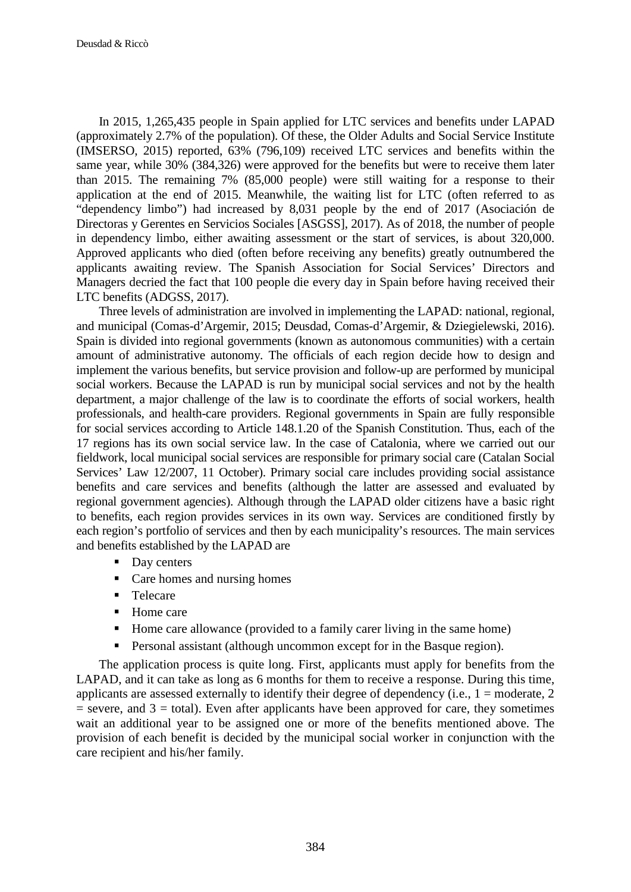In 2015, 1,265,435 people in Spain applied for LTC services and benefits under LAPAD (approximately 2.7% of the population). Of these, the Older Adults and Social Service Institute (IMSERSO, 2015) reported, 63% (796,109) received LTC services and benefits within the same year, while 30% (384,326) were approved for the benefits but were to receive them later than 2015. The remaining 7% (85,000 people) were still waiting for a response to their application at the end of 2015. Meanwhile, the waiting list for LTC (often referred to as "dependency limbo") had increased by 8,031 people by the end of 2017 (Asociación de Directoras y Gerentes en Servicios Sociales [ASGSS], 2017). As of 2018, the number of people in dependency limbo, either awaiting assessment or the start of services, is about 320,000. Approved applicants who died (often before receiving any benefits) greatly outnumbered the applicants awaiting review. The Spanish Association for Social Services' Directors and Managers decried the fact that 100 people die every day in Spain before having received their LTC benefits (ADGSS, 2017).

Three levels of administration are involved in implementing the LAPAD: national, regional, and municipal (Comas-d'Argemir, 2015; Deusdad, Comas-d'Argemir, & Dziegielewski, 2016). Spain is divided into regional governments (known as autonomous communities) with a certain amount of administrative autonomy. The officials of each region decide how to design and implement the various benefits, but service provision and follow-up are performed by municipal social workers. Because the LAPAD is run by municipal social services and not by the health department, a major challenge of the law is to coordinate the efforts of social workers, health professionals, and health-care providers. Regional governments in Spain are fully responsible for social services according to Article 148.1.20 of the Spanish Constitution. Thus, each of the 17 regions has its own social service law. In the case of Catalonia, where we carried out our fieldwork, local municipal social services are responsible for primary social care (Catalan Social Services' Law 12/2007, 11 October). Primary social care includes providing social assistance benefits and care services and benefits (although the latter are assessed and evaluated by regional government agencies). Although through the LAPAD older citizens have a basic right to benefits, each region provides services in its own way. Services are conditioned firstly by each region's portfolio of services and then by each municipality's resources. The main services and benefits established by the LAPAD are

- Day centers
- Care homes and nursing homes
- Telecare
- Home care
- Home care allowance (provided to a family carer living in the same home)
- Personal assistant (although uncommon except for in the Basque region).

The application process is quite long. First, applicants must apply for benefits from the LAPAD, and it can take as long as 6 months for them to receive a response. During this time, applicants are assessed externally to identify their degree of dependency (i.e., 1 = moderate, 2 = severe, and 3 = total). Even after applicants have been approved for care, they sometimes wait an additional year to be assigned one or more of the benefits mentioned above. The provision of each benefit is decided by the municipal social worker in conjunction with the care recipient and his/her family.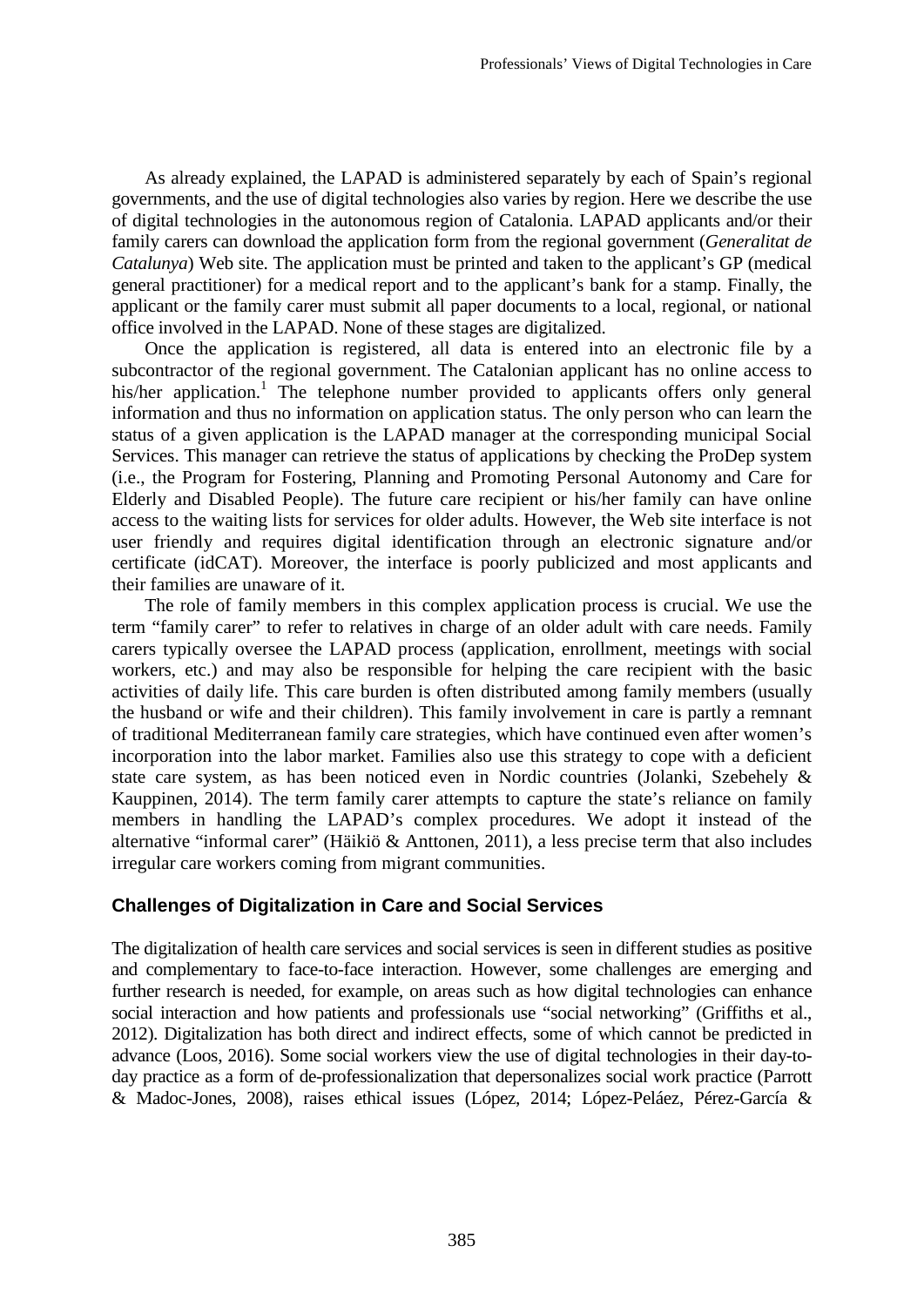As already explained, the LAPAD is administered separately by each of Spain's regional governments, and the use of digital technologies also varies by region. Here we describe the use of digital technologies in the autonomous region of Catalonia. LAPAD applicants and/or their family carers can download the application form from the regional government (*Generalitat de Catalunya*) Web site. The application must be printed and taken to the applicant's GP (medical general practitioner) for a medical report and to the applicant's bank for a stamp. Finally, the applicant or the family carer must submit all paper documents to a local, regional, or national office involved in the LAPAD. None of these stages are digitalized.

Once the application is registered, all data is entered into an electronic file by a subcontractor of the regional government. The Catalonian applicant has no online access to his/her application.[1] The telephone number provided to applicants offers only general information and thus no information on application status. The only person who can learn the status of a given application is the LAPAD manager at the corresponding municipal Social Services. This manager can retrieve the status of applications by checking the ProDep system (i.e., the Program for Fostering, Planning and Promoting Personal Autonomy and Care for Elderly and Disabled People). The future care recipient or his/her family can have online access to the waiting lists for services for older adults. However, the Web site interface is not user friendly and requires digital identification through an electronic signature and/or certificate (idCAT). Moreover, the interface is poorly publicized and most applicants and their families are unaware of it.

The role of family members in this complex application process is crucial. We use the term "family carer" to refer to relatives in charge of an older adult with care needs. Family carers typically oversee the LAPAD process (application, enrollment, meetings with social workers, etc.) and may also be responsible for helping the care recipient with the basic activities of daily life. This care burden is often distributed among family members (usually the husband or wife and their children). This family involvement in care is partly a remnant of traditional Mediterranean family care strategies, which have continued even after women's incorporation into the labor market. Families also use this strategy to cope with a deficient state care system, as has been noticed even in Nordic countries (Jolanki, Szebehely & Kauppinen, 2014). The term family carer attempts to capture the state's reliance on family members in handling the LAPAD's complex procedures. We adopt it instead of the alternative "informal carer" (Häikiö & Anttonen, 2011), a less precise term that also includes irregular care workers coming from migrant communities.

## Challenges of Digitalization in Care and Social Services

The digitalization of health care services and social services is seen in different studies as positive and complementary to face-to-face interaction. However, some challenges are emerging and further research is needed, for example, on areas such as how digital technologies can enhance social interaction and how patients and professionals use "social networking" (Griffiths et al., 2012). Digitalization has both direct and indirect effects, some of which cannot be predicted in advance (Loos, 2016). Some social workers view the use of digital technologies in their day-to-day practice as a form of de-professionalization that depersonalizes social work practice (Parrott & Madoc-Jones, 2008), raises ethical issues (López, 2014; López-Peláez, Pérez-García &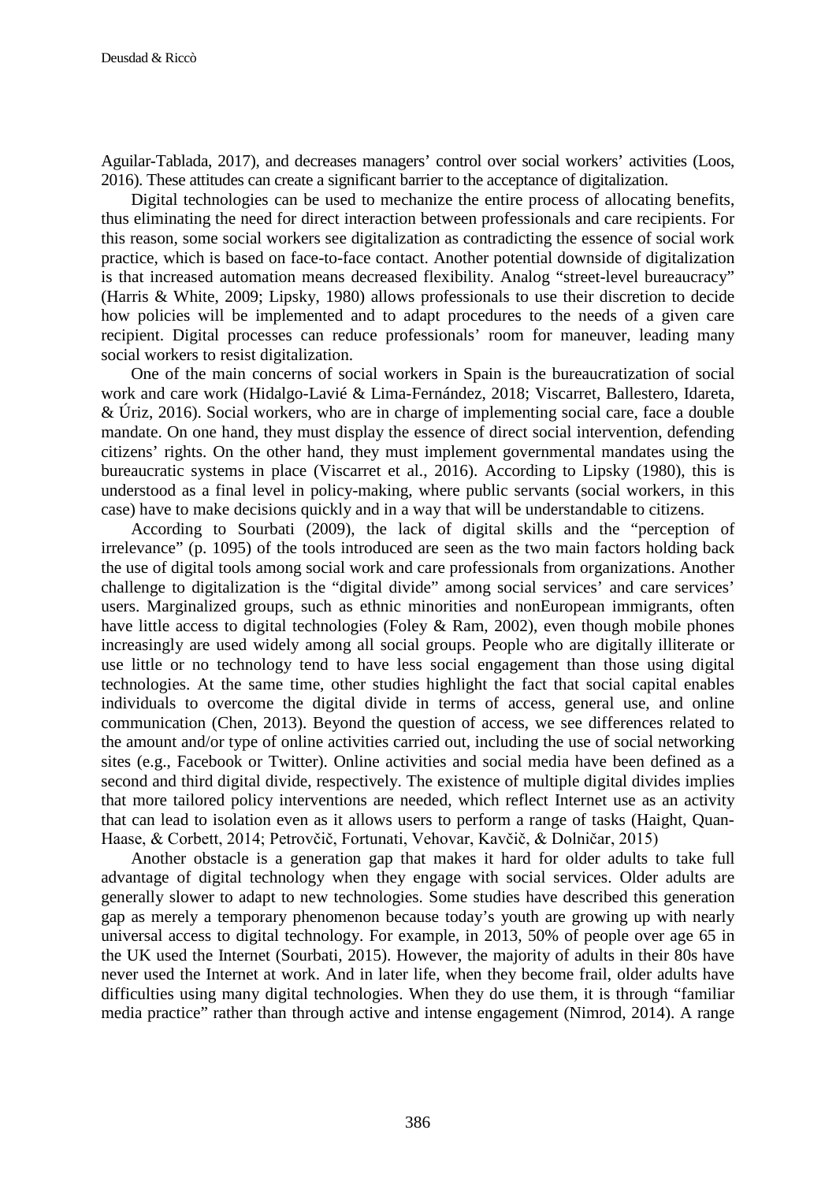Aguilar-Tablada, 2017), and decreases managers' control over social workers' activities (Loos, 2016). These attitudes can create a significant barrier to the acceptance of digitalization.

Digital technologies can be used to mechanize the entire process of allocating benefits, thus eliminating the need for direct interaction between professionals and care recipients. For this reason, some social workers see digitalization as contradicting the essence of social work practice, which is based on face-to-face contact. Another potential downside of digitalization is that increased automation means decreased flexibility. Analog "street-level bureaucracy" (Harris & White, 2009; Lipsky, 1980) allows professionals to use their discretion to decide how policies will be implemented and to adapt procedures to the needs of a given care recipient. Digital processes can reduce professionals' room for maneuver, leading many social workers to resist digitalization.

One of the main concerns of social workers in Spain is the bureaucratization of social work and care work (Hidalgo-Lavié & Lima-Fernández, 2018; Viscarret, Ballestero, Idareta, & Úriz, 2016). Social workers, who are in charge of implementing social care, face a double mandate. On one hand, they must display the essence of direct social intervention, defending citizens' rights. On the other hand, they must implement governmental mandates using the bureaucratic systems in place (Viscarret et al., 2016). According to Lipsky (1980), this is understood as a final level in policy-making, where public servants (social workers, in this case) have to make decisions quickly and in a way that will be understandable to citizens.

According to Sourbati (2009), the lack of digital skills and the "perception of irrelevance" (p. 1095) of the tools introduced are seen as the two main factors holding back the use of digital tools among social work and care professionals from organizations. Another challenge to digitalization is the "digital divide" among social services' and care services' users. Marginalized groups, such as ethnic minorities and nonEuropean immigrants, often have little access to digital technologies (Foley & Ram, 2002), even though mobile phones increasingly are used widely among all social groups. People who are digitally illiterate or use little or no technology tend to have less social engagement than those using digital technologies. At the same time, other studies highlight the fact that social capital enables individuals to overcome the digital divide in terms of access, general use, and online communication (Chen, 2013). Beyond the question of access, we see differences related to the amount and/or type of online activities carried out, including the use of social networking sites (e.g., Facebook or Twitter). Online activities and social media have been defined as a second and third digital divide, respectively. The existence of multiple digital divides implies that more tailored policy interventions are needed, which reflect Internet use as an activity that can lead to isolation even as it allows users to perform a range of tasks (Haight, Quan-Haase, & Corbett, 2014; Petrovčič, Fortunati, Vehovar, Kavčič, & Dolničar, 2015)

Another obstacle is a generation gap that makes it hard for older adults to take full advantage of digital technology when they engage with social services. Older adults are generally slower to adapt to new technologies. Some studies have described this generation gap as merely a temporary phenomenon because today's youth are growing up with nearly universal access to digital technology. For example, in 2013, 50% of people over age 65 in the UK used the Internet (Sourbati, 2015). However, the majority of adults in their 80s have never used the Internet at work. And in later life, when they become frail, older adults have difficulties using many digital technologies. When they do use them, it is through "familiar media practice" rather than through active and intense engagement (Nimrod, 2014). A range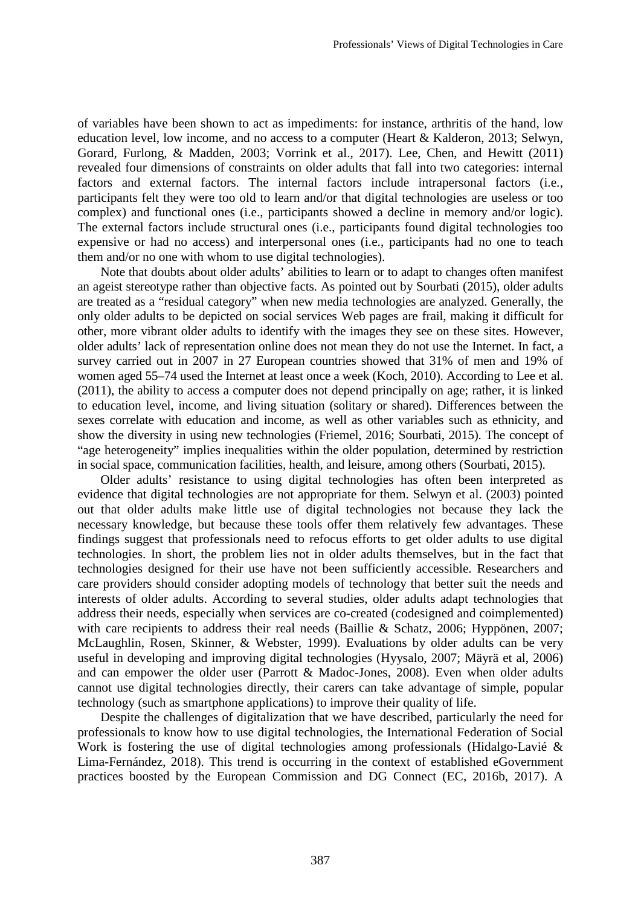of variables have been shown to act as impediments: for instance, arthritis of the hand, low education level, low income, and no access to a computer (Heart & Kalderon, 2013; Selwyn, Gorard, Furlong, & Madden, 2003; Vorrink et al., 2017). Lee, Chen, and Hewitt (2011) revealed four dimensions of constraints on older adults that fall into two categories: internal factors and external factors. The internal factors include intrapersonal factors (i.e., participants felt they were too old to learn and/or that digital technologies are useless or too complex) and functional ones (i.e., participants showed a decline in memory and/or logic). The external factors include structural ones (i.e., participants found digital technologies too expensive or had no access) and interpersonal ones (i.e., participants had no one to teach them and/or no one with whom to use digital technologies).

Note that doubts about older adults' abilities to learn or to adapt to changes often manifest an ageist stereotype rather than objective facts. As pointed out by Sourbati (2015), older adults are treated as a "residual category" when new media technologies are analyzed. Generally, the only older adults to be depicted on social services Web pages are frail, making it difficult for other, more vibrant older adults to identify with the images they see on these sites. However, older adults' lack of representation online does not mean they do not use the Internet. In fact, a survey carried out in 2007 in 27 European countries showed that 31% of men and 19% of women aged 55–74 used the Internet at least once a week (Koch, 2010). According to Lee et al. (2011), the ability to access a computer does not depend principally on age; rather, it is linked to education level, income, and living situation (solitary or shared). Differences between the sexes correlate with education and income, as well as other variables such as ethnicity, and show the diversity in using new technologies (Friemel, 2016; Sourbati, 2015). The concept of "age heterogeneity" implies inequalities within the older population, determined by restriction in social space, communication facilities, health, and leisure, among others (Sourbati, 2015).

Older adults' resistance to using digital technologies has often been interpreted as evidence that digital technologies are not appropriate for them. Selwyn et al. (2003) pointed out that older adults make little use of digital technologies not because they lack the necessary knowledge, but because these tools offer them relatively few advantages. These findings suggest that professionals need to refocus efforts to get older adults to use digital technologies. In short, the problem lies not in older adults themselves, but in the fact that technologies designed for their use have not been sufficiently accessible. Researchers and care providers should consider adopting models of technology that better suit the needs and interests of older adults. According to several studies, older adults adapt technologies that address their needs, especially when services are co-created (codesigned and coimplemented) with care recipients to address their real needs (Baillie & Schatz, 2006; Hyppönen, 2007; McLaughlin, Rosen, Skinner, & Webster, 1999). Evaluations by older adults can be very useful in developing and improving digital technologies (Hyysalo, 2007; Mäyrä et al, 2006) and can empower the older user (Parrott & Madoc-Jones, 2008). Even when older adults cannot use digital technologies directly, their carers can take advantage of simple, popular technology (such as smartphone applications) to improve their quality of life.

Despite the challenges of digitalization that we have described, particularly the need for professionals to know how to use digital technologies, the International Federation of Social Work is fostering the use of digital technologies among professionals (Hidalgo-Lavié & Lima-Fernández, 2018). This trend is occurring in the context of established eGovernment practices boosted by the European Commission and DG Connect (EC, 2016b, 2017). A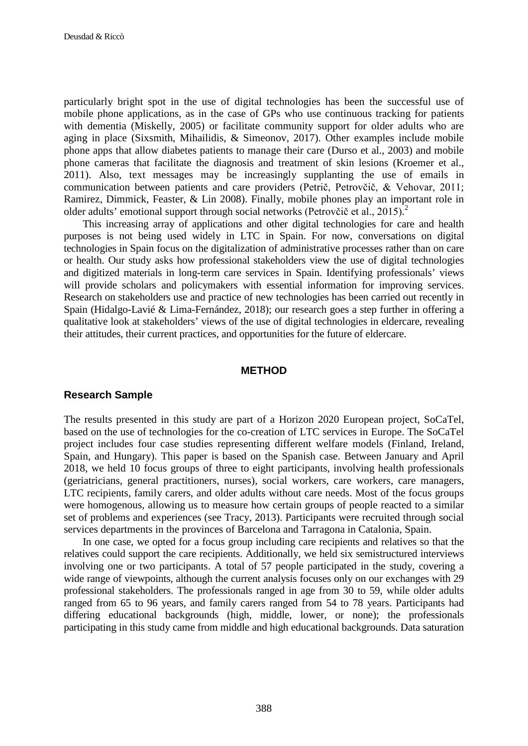particularly bright spot in the use of digital technologies has been the successful use of mobile phone applications, as in the case of GPs who use continuous tracking for patients with dementia (Miskelly, 2005) or facilitate community support for older adults who are aging in place (Sixsmith, Mihailidis, & Simeonov, 2017). Other examples include mobile phone apps that allow diabetes patients to manage their care (Durso et al., 2003) and mobile phone cameras that facilitate the diagnosis and treatment of skin lesions (Kroemer et al., 2011). Also, text messages may be increasingly supplanting the use of emails in communication between patients and care providers (Petrič, Petrovčič, & Vehovar, 2011; Ramirez, Dimmick, Feaster, & Lin 2008). Finally, mobile phones play an important role in older adults' emotional support through social networks (Petrovčič et al., 2015).[2]

This increasing array of applications and other digital technologies for care and health purposes is not being used widely in LTC in Spain. For now, conversations on digital technologies in Spain focus on the digitalization of administrative processes rather than on care or health. Our study asks how professional stakeholders view the use of digital technologies and digitized materials in long-term care services in Spain. Identifying professionals' views will provide scholars and policymakers with essential information for improving services. Research on stakeholders use and practice of new technologies has been carried out recently in Spain (Hidalgo-Lavié & Lima-Fernández, 2018); our research goes a step further in offering a qualitative look at stakeholders' views of the use of digital technologies in eldercare, revealing their attitudes, their current practices, and opportunities for the future of eldercare.

## METHOD

### Research Sample

The results presented in this study are part of a Horizon 2020 European project, SoCaTel, based on the use of technologies for the co-creation of LTC services in Europe. The SoCaTel project includes four case studies representing different welfare models (Finland, Ireland, Spain, and Hungary). This paper is based on the Spanish case. Between January and April 2018, we held 10 focus groups of three to eight participants, involving health professionals (geriatricians, general practitioners, nurses), social workers, care workers, care managers, LTC recipients, family carers, and older adults without care needs. Most of the focus groups were homogenous, allowing us to measure how certain groups of people reacted to a similar set of problems and experiences (see Tracy, 2013). Participants were recruited through social services departments in the provinces of Barcelona and Tarragona in Catalonia, Spain.

In one case, we opted for a focus group including care recipients and relatives so that the relatives could support the care recipients. Additionally, we held six semistructured interviews involving one or two participants. A total of 57 people participated in the study, covering a wide range of viewpoints, although the current analysis focuses only on our exchanges with 29 professional stakeholders. The professionals ranged in age from 30 to 59, while older adults ranged from 65 to 96 years, and family carers ranged from 54 to 78 years. Participants had differing educational backgrounds (high, middle, lower, or none); the professionals participating in this study came from middle and high educational backgrounds. Data saturation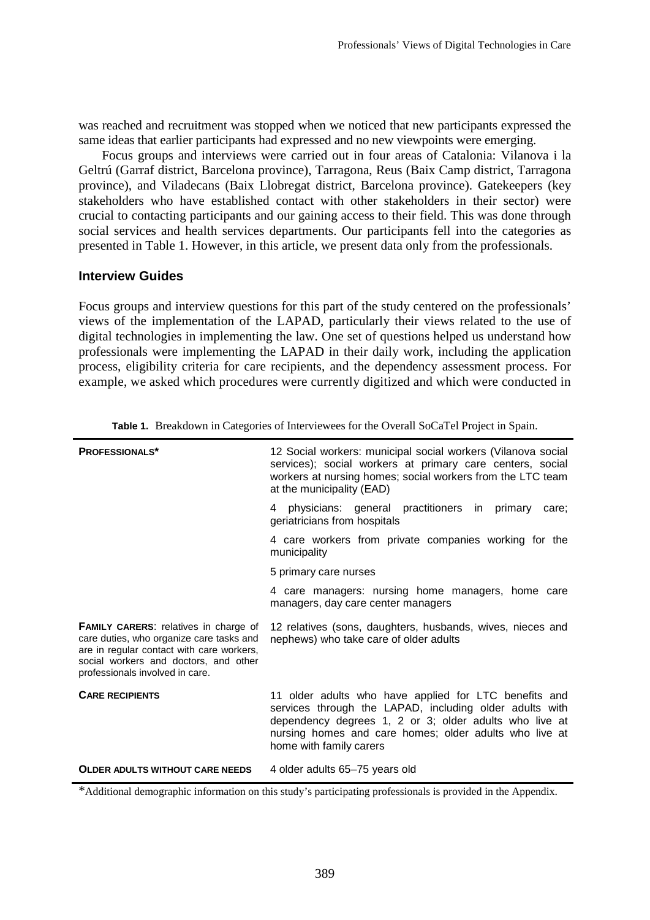was reached and recruitment was stopped when we noticed that new participants expressed the same ideas that earlier participants had expressed and no new viewpoints were emerging.

Focus groups and interviews were carried out in four areas of Catalonia: Vilanova i la Geltrú (Garraf district, Barcelona province), Tarragona, Reus (Baix Camp district, Tarragona province), and Viladecans (Baix Llobregat district, Barcelona province). Gatekeepers (key stakeholders who have established contact with other stakeholders in their sector) were crucial to contacting participants and our gaining access to their field. This was done through social services and health services departments. Our participants fell into the categories as presented in Table 1. However, in this article, we present data only from the professionals.

### Interview Guides

Focus groups and interview questions for this part of the study centered on the professionals' views of the implementation of the LAPAD, particularly their views related to the use of digital technologies in implementing the law. One set of questions helped us understand how professionals were implementing the LAPAD in their daily work, including the application process, eligibility criteria for care recipients, and the dependency assessment process. For example, we asked which procedures were currently digitized and which were conducted in

**Table 1.** Breakdown in Categories of Interviewees for the Overall SoCaTel Project in Spain.

| | |
|---|---|
| **PROFESSIONALS*** | 12 Social workers: municipal social workers (Vilanova social services); social workers at primary care centers, social workers at nursing homes; social workers from the LTC team at the municipality (EAD) |
| | 4 physicians: general practitioners in primary care; geriatricians from hospitals |
| | 4 care workers from private companies working for the municipality |
| | 5 primary care nurses |
| | 4 care managers: nursing home managers, home care managers, day care center managers |
| **FAMILY CARERS**: relatives in charge of care duties, who organize care tasks and are in regular contact with care workers, social workers and doctors, and other professionals involved in care. | 12 relatives (sons, daughters, husbands, wives, nieces and nephews) who take care of older adults |
| **CARE RECIPIENTS** | 11 older adults who have applied for LTC benefits and services through the LAPAD, including older adults with dependency degrees 1, 2 or 3; older adults who live at nursing homes and care homes; older adults who live at home with family carers |
| **OLDER ADULTS WITHOUT CARE NEEDS** | 4 older adults 65–75 years old |

*Additional demographic information on this study's participating professionals is provided in the Appendix.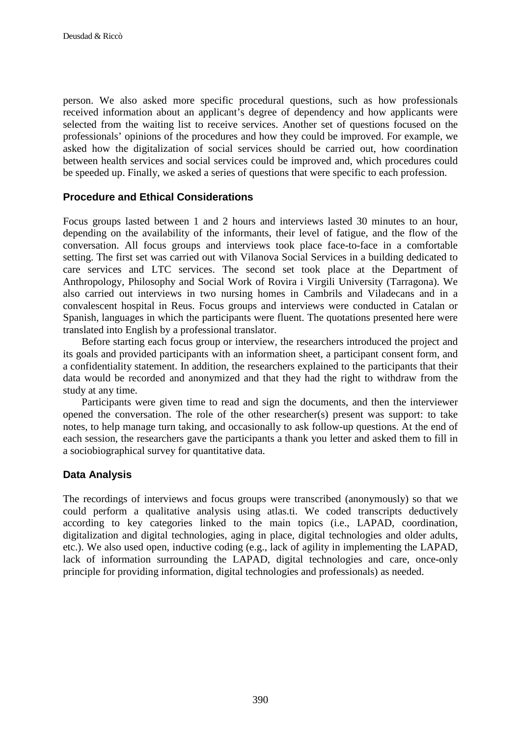person. We also asked more specific procedural questions, such as how professionals received information about an applicant's degree of dependency and how applicants were selected from the waiting list to receive services. Another set of questions focused on the professionals' opinions of the procedures and how they could be improved. For example, we asked how the digitalization of social services should be carried out, how coordination between health services and social services could be improved and, which procedures could be speeded up. Finally, we asked a series of questions that were specific to each profession.

### Procedure and Ethical Considerations

Focus groups lasted between 1 and 2 hours and interviews lasted 30 minutes to an hour, depending on the availability of the informants, their level of fatigue, and the flow of the conversation. All focus groups and interviews took place face-to-face in a comfortable setting. The first set was carried out with Vilanova Social Services in a building dedicated to care services and LTC services. The second set took place at the Department of Anthropology, Philosophy and Social Work of Rovira i Virgili University (Tarragona). We also carried out interviews in two nursing homes in Cambrils and Viladecans and in a convalescent hospital in Reus. Focus groups and interviews were conducted in Catalan or Spanish, languages in which the participants were fluent. The quotations presented here were translated into English by a professional translator.

Before starting each focus group or interview, the researchers introduced the project and its goals and provided participants with an information sheet, a participant consent form, and a confidentiality statement. In addition, the researchers explained to the participants that their data would be recorded and anonymized and that they had the right to withdraw from the study at any time.

Participants were given time to read and sign the documents, and then the interviewer opened the conversation. The role of the other researcher(s) present was support: to take notes, to help manage turn taking, and occasionally to ask follow-up questions. At the end of each session, the researchers gave the participants a thank you letter and asked them to fill in a sociobiographical survey for quantitative data.

### Data Analysis

The recordings of interviews and focus groups were transcribed (anonymously) so that we could perform a qualitative analysis using atlas.ti. We coded transcripts deductively according to key categories linked to the main topics (i.e., LAPAD, coordination, digitalization and digital technologies, aging in place, digital technologies and older adults, etc.). We also used open, inductive coding (e.g., lack of agility in implementing the LAPAD, lack of information surrounding the LAPAD, digital technologies and care, once-only principle for providing information, digital technologies and professionals) as needed.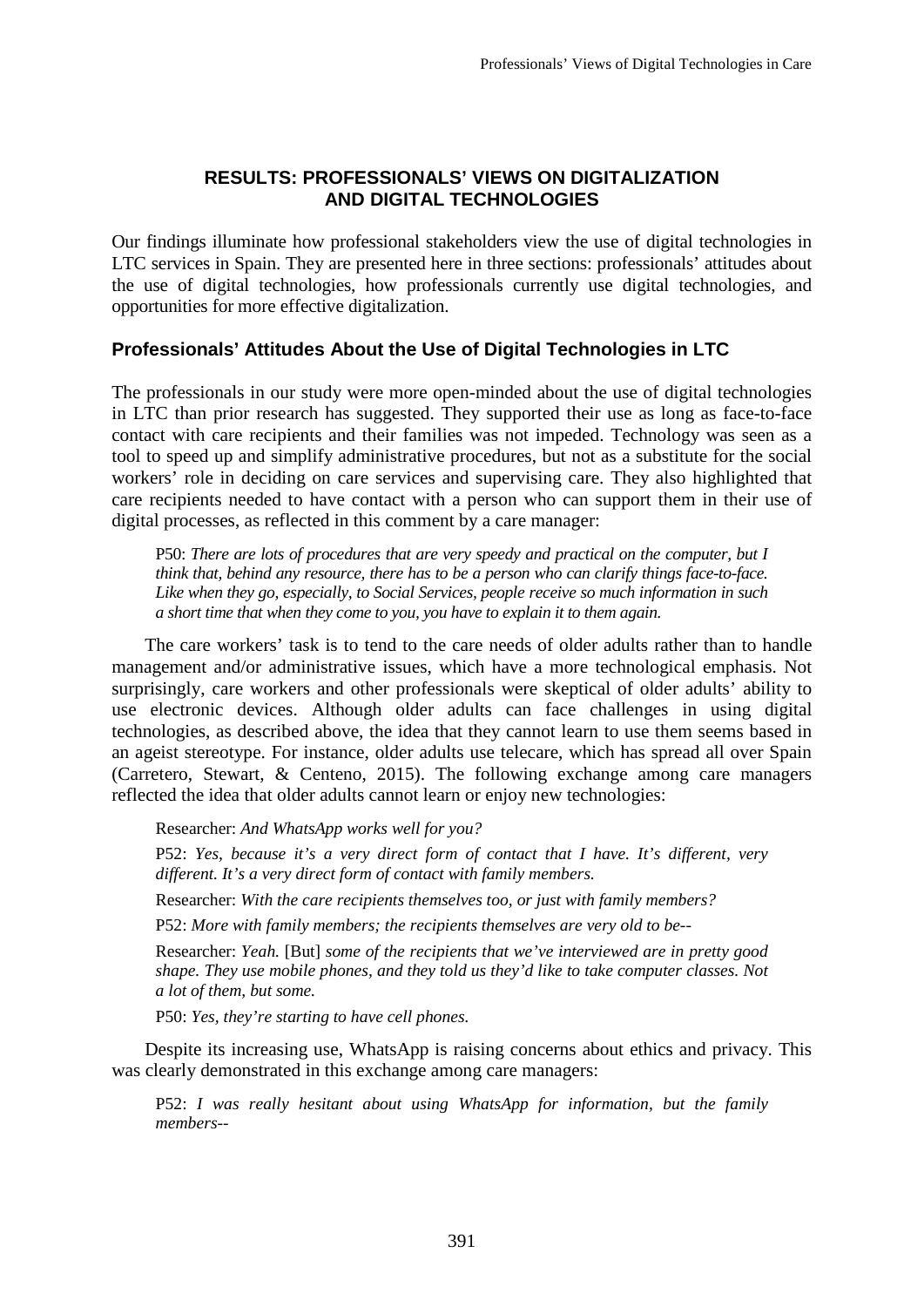## RESULTS: PROFESSIONALS' VIEWS ON DIGITALIZATION AND DIGITAL TECHNOLOGIES

Our findings illuminate how professional stakeholders view the use of digital technologies in LTC services in Spain. They are presented here in three sections: professionals' attitudes about the use of digital technologies, how professionals currently use digital technologies, and opportunities for more effective digitalization.

### Professionals' Attitudes About the Use of Digital Technologies in LTC

The professionals in our study were more open-minded about the use of digital technologies in LTC than prior research has suggested. They supported their use as long as face-to-face contact with care recipients and their families was not impeded. Technology was seen as a tool to speed up and simplify administrative procedures, but not as a substitute for the social workers' role in deciding on care services and supervising care. They also highlighted that care recipients needed to have contact with a person who can support them in their use of digital processes, as reflected in this comment by a care manager:

> P50: *There are lots of procedures that are very speedy and practical on the computer, but I think that, behind any resource, there has to be a person who can clarify things face-to-face. Like when they go, especially, to Social Services, people receive so much information in such a short time that when they come to you, you have to explain it to them again.*

The care workers' task is to tend to the care needs of older adults rather than to handle management and/or administrative issues, which have a more technological emphasis. Not surprisingly, care workers and other professionals were skeptical of older adults' ability to use electronic devices. Although older adults can face challenges in using digital technologies, as described above, the idea that they cannot learn to use them seems based in an ageist stereotype. For instance, older adults use telecare, which has spread all over Spain (Carretero, Stewart, & Centeno, 2015). The following exchange among care managers reflected the idea that older adults cannot learn or enjoy new technologies:

> Researcher: *And WhatsApp works well for you?*
>
> P52: *Yes, because it's a very direct form of contact that I have. It's different, very different. It's a very direct form of contact with family members.*
>
> Researcher: *With the care recipients themselves too, or just with family members?*
>
> P52: *More with family members; the recipients themselves are very old to be--*
>
> Researcher: *Yeah.* [But] *some of the recipients that we've interviewed are in pretty good shape. They use mobile phones, and they told us they'd like to take computer classes. Not a lot of them, but some.*
>
> P50: *Yes, they're starting to have cell phones.*

Despite its increasing use, WhatsApp is raising concerns about ethics and privacy. This was clearly demonstrated in this exchange among care managers:

> P52: *I was really hesitant about using WhatsApp for information, but the family members--*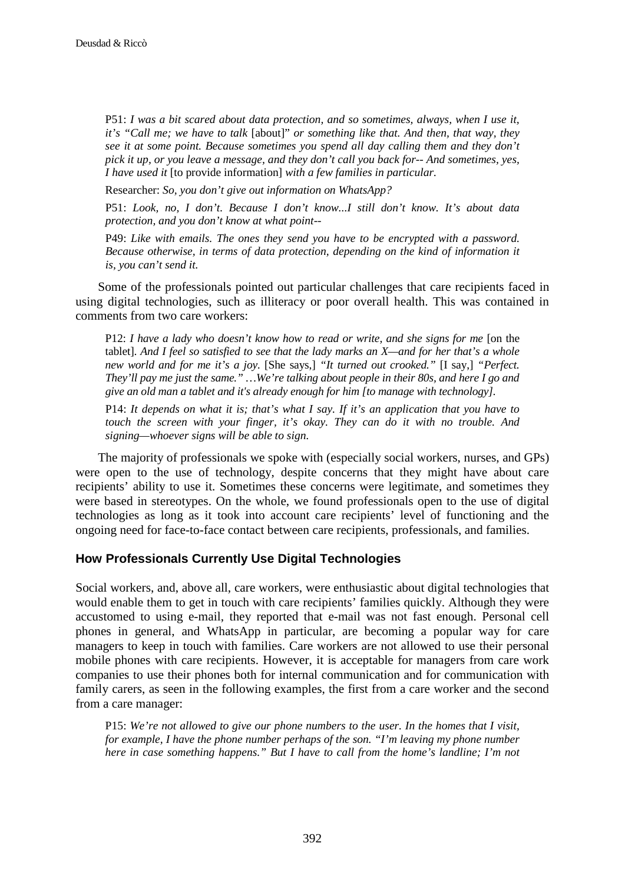P51: *I was a bit scared about data protection, and so sometimes, always, when I use it, it's "Call me; we have to talk* [about]" *or something like that. And then, that way, they see it at some point. Because sometimes you spend all day calling them and they don't pick it up, or you leave a message, and they don't call you back for-- And sometimes, yes, I have used it* [to provide information] *with a few families in particular.*

Researcher: *So, you don't give out information on WhatsApp?*

P51: *Look, no, I don't. Because I don't know...I still don't know. It's about data protection, and you don't know at what point--*

P49: *Like with emails. The ones they send you have to be encrypted with a password. Because otherwise, in terms of data protection, depending on the kind of information it is, you can't send it.*

Some of the professionals pointed out particular challenges that care recipients faced in using digital technologies, such as illiteracy or poor overall health. This was contained in comments from two care workers:

P12: *I have a lady who doesn't know how to read or write, and she signs for me* [on the tablet]*. And I feel so satisfied to see that the lady marks an X—and for her that's a whole new world and for me it's a joy.* [She says,] *"It turned out crooked."* [I say,] *"Perfect. They'll pay me just the same." …We're talking about people in their 80s, and here I go and give an old man a tablet and it's already enough for him [to manage with technology].*

P14: *It depends on what it is; that's what I say. If it's an application that you have to touch the screen with your finger, it's okay. They can do it with no trouble. And signing—whoever signs will be able to sign.*

The majority of professionals we spoke with (especially social workers, nurses, and GPs) were open to the use of technology, despite concerns that they might have about care recipients' ability to use it. Sometimes these concerns were legitimate, and sometimes they were based in stereotypes. On the whole, we found professionals open to the use of digital technologies as long as it took into account care recipients' level of functioning and the ongoing need for face-to-face contact between care recipients, professionals, and families.

## How Professionals Currently Use Digital Technologies

Social workers, and, above all, care workers, were enthusiastic about digital technologies that would enable them to get in touch with care recipients' families quickly. Although they were accustomed to using e-mail, they reported that e-mail was not fast enough. Personal cell phones in general, and WhatsApp in particular, are becoming a popular way for care managers to keep in touch with families. Care workers are not allowed to use their personal mobile phones with care recipients. However, it is acceptable for managers from care work companies to use their phones both for internal communication and for communication with family carers, as seen in the following examples, the first from a care worker and the second from a care manager:

P15: *We're not allowed to give our phone numbers to the user. In the homes that I visit, for example, I have the phone number perhaps of the son. "I'm leaving my phone number here in case something happens." But I have to call from the home's landline; I'm not*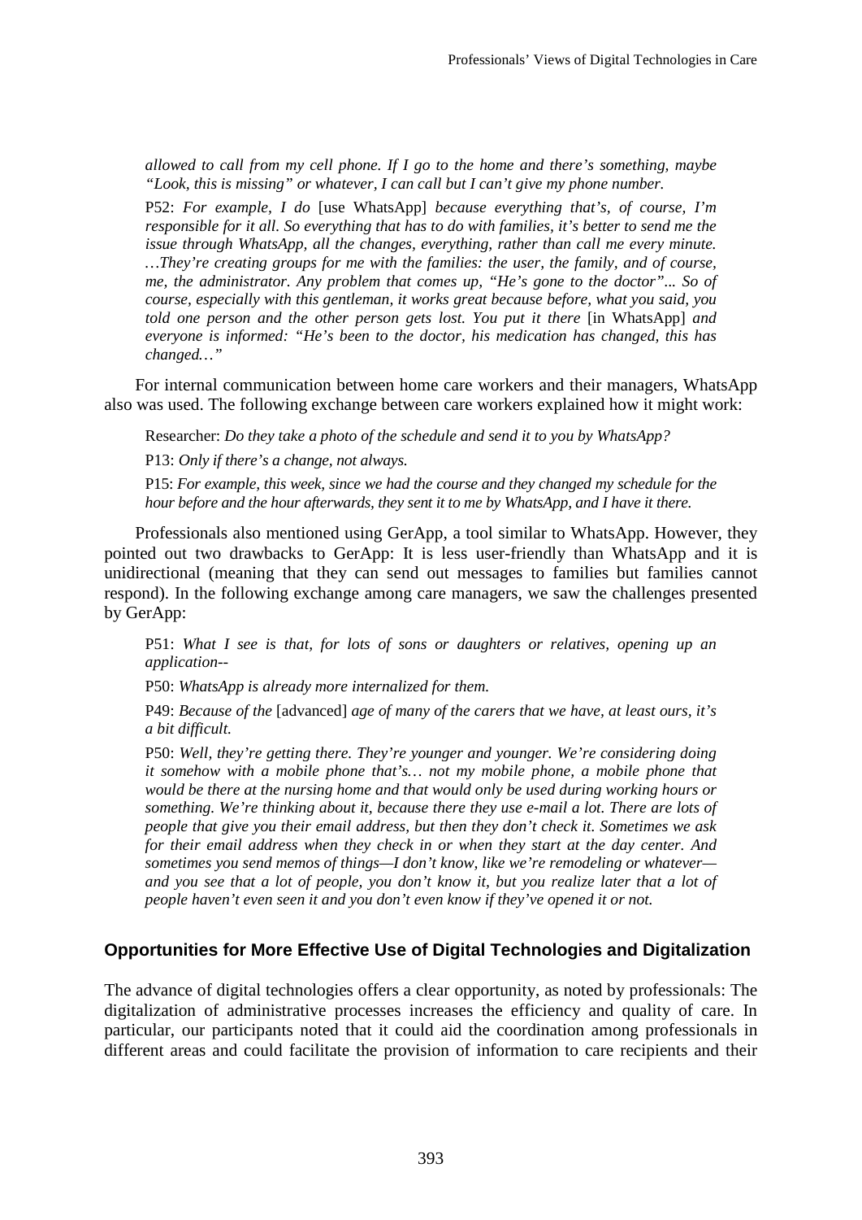*allowed to call from my cell phone. If I go to the home and there's something, maybe "Look, this is missing" or whatever, I can call but I can't give my phone number.*

P52: *For example, I do* [use WhatsApp] *because everything that's, of course, I'm responsible for it all. So everything that has to do with families, it's better to send me the issue through WhatsApp, all the changes, everything, rather than call me every minute. …They're creating groups for me with the families: the user, the family, and of course, me, the administrator. Any problem that comes up, "He's gone to the doctor"... So of course, especially with this gentleman, it works great because before, what you said, you told one person and the other person gets lost. You put it there* [in WhatsApp] *and everyone is informed: "He's been to the doctor, his medication has changed, this has changed…"*

For internal communication between home care workers and their managers, WhatsApp also was used. The following exchange between care workers explained how it might work:

Researcher: *Do they take a photo of the schedule and send it to you by WhatsApp?*

P13: *Only if there's a change, not always.*

P15: *For example, this week, since we had the course and they changed my schedule for the hour before and the hour afterwards, they sent it to me by WhatsApp, and I have it there.*

Professionals also mentioned using GerApp, a tool similar to WhatsApp. However, they pointed out two drawbacks to GerApp: It is less user-friendly than WhatsApp and it is unidirectional (meaning that they can send out messages to families but families cannot respond). In the following exchange among care managers, we saw the challenges presented by GerApp:

P51: *What I see is that, for lots of sons or daughters or relatives, opening up an application--*

P50: *WhatsApp is already more internalized for them.*

P49: *Because of the* [advanced] *age of many of the carers that we have, at least ours, it's a bit difficult.*

P50: *Well, they're getting there. They're younger and younger. We're considering doing it somehow with a mobile phone that's… not my mobile phone, a mobile phone that would be there at the nursing home and that would only be used during working hours or something. We're thinking about it, because there they use e-mail a lot. There are lots of people that give you their email address, but then they don't check it. Sometimes we ask for their email address when they check in or when they start at the day center. And sometimes you send memos of things—I don't know, like we're remodeling or whatever—and you see that a lot of people, you don't know it, but you realize later that a lot of people haven't even seen it and you don't even know if they've opened it or not.*

### Opportunities for More Effective Use of Digital Technologies and Digitalization

The advance of digital technologies offers a clear opportunity, as noted by professionals: The digitalization of administrative processes increases the efficiency and quality of care. In particular, our participants noted that it could aid the coordination among professionals in different areas and could facilitate the provision of information to care recipients and their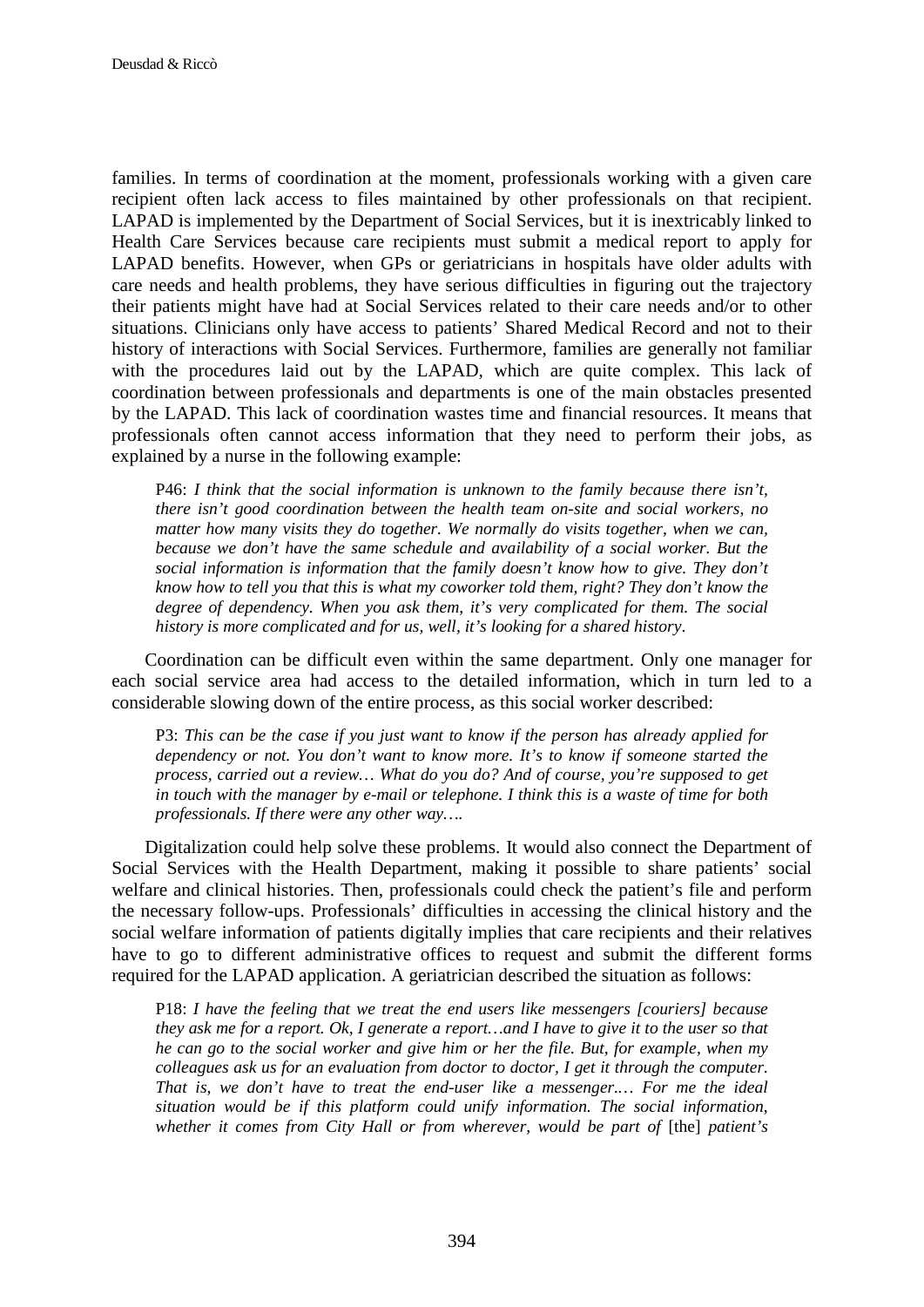families. In terms of coordination at the moment, professionals working with a given care recipient often lack access to files maintained by other professionals on that recipient. LAPAD is implemented by the Department of Social Services, but it is inextricably linked to Health Care Services because care recipients must submit a medical report to apply for LAPAD benefits. However, when GPs or geriatricians in hospitals have older adults with care needs and health problems, they have serious difficulties in figuring out the trajectory their patients might have had at Social Services related to their care needs and/or to other situations. Clinicians only have access to patients' Shared Medical Record and not to their history of interactions with Social Services. Furthermore, families are generally not familiar with the procedures laid out by the LAPAD, which are quite complex. This lack of coordination between professionals and departments is one of the main obstacles presented by the LAPAD. This lack of coordination wastes time and financial resources. It means that professionals often cannot access information that they need to perform their jobs, as explained by a nurse in the following example:

> P46: *I think that the social information is unknown to the family because there isn't, there isn't good coordination between the health team on-site and social workers, no matter how many visits they do together. We normally do visits together, when we can, because we don't have the same schedule and availability of a social worker. But the social information is information that the family doesn't know how to give. They don't know how to tell you that this is what my coworker told them, right? They don't know the degree of dependency. When you ask them, it's very complicated for them. The social history is more complicated and for us, well, it's looking for a shared history.*

Coordination can be difficult even within the same department. Only one manager for each social service area had access to the detailed information, which in turn led to a considerable slowing down of the entire process, as this social worker described:

> P3: *This can be the case if you just want to know if the person has already applied for dependency or not. You don't want to know more. It's to know if someone started the process, carried out a review… What do you do? And of course, you're supposed to get in touch with the manager by e-mail or telephone. I think this is a waste of time for both professionals. If there were any other way….*

Digitalization could help solve these problems. It would also connect the Department of Social Services with the Health Department, making it possible to share patients' social welfare and clinical histories. Then, professionals could check the patient's file and perform the necessary follow-ups. Professionals' difficulties in accessing the clinical history and the social welfare information of patients digitally implies that care recipients and their relatives have to go to different administrative offices to request and submit the different forms required for the LAPAD application. A geriatrician described the situation as follows:

> P18: *I have the feeling that we treat the end users like messengers [couriers] because they ask me for a report. Ok, I generate a report…and I have to give it to the user so that he can go to the social worker and give him or her the file. But, for example, when my colleagues ask us for an evaluation from doctor to doctor, I get it through the computer. That is, we don't have to treat the end-user like a messenger.… For me the ideal situation would be if this platform could unify information. The social information, whether it comes from City Hall or from wherever, would be part of* [the] *patient's*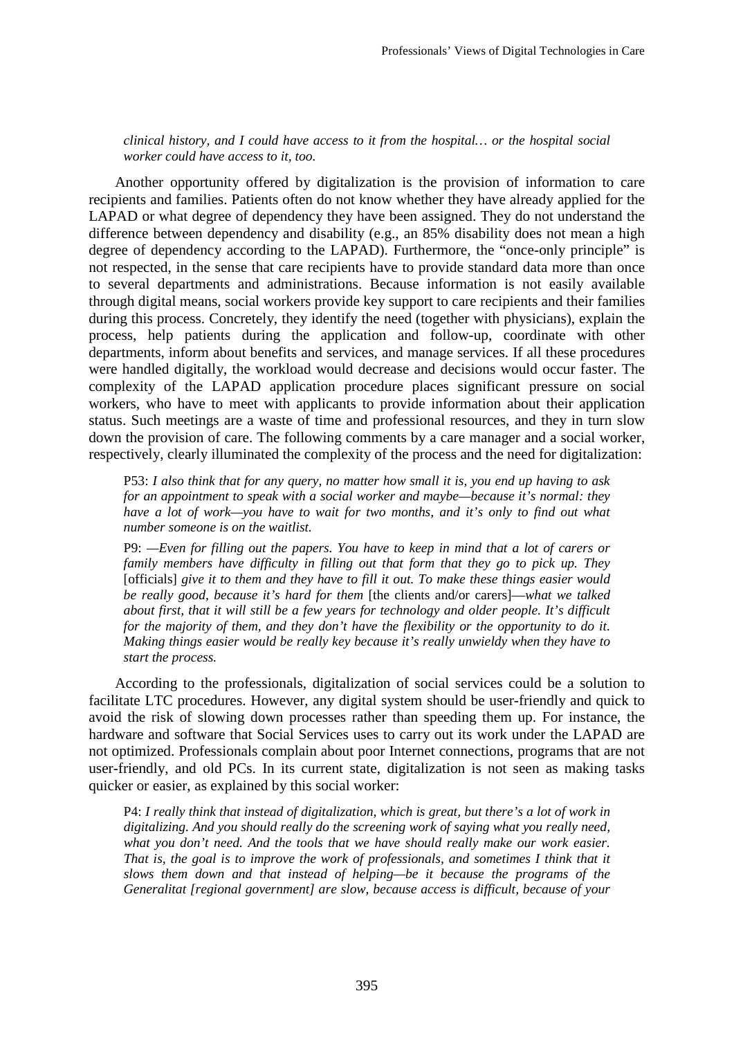*clinical history, and I could have access to it from the hospital… or the hospital social worker could have access to it, too.*

Another opportunity offered by digitalization is the provision of information to care recipients and families. Patients often do not know whether they have already applied for the LAPAD or what degree of dependency they have been assigned. They do not understand the difference between dependency and disability (e.g., an 85% disability does not mean a high degree of dependency according to the LAPAD). Furthermore, the "once-only principle" is not respected, in the sense that care recipients have to provide standard data more than once to several departments and administrations. Because information is not easily available through digital means, social workers provide key support to care recipients and their families during this process. Concretely, they identify the need (together with physicians), explain the process, help patients during the application and follow-up, coordinate with other departments, inform about benefits and services, and manage services. If all these procedures were handled digitally, the workload would decrease and decisions would occur faster. The complexity of the LAPAD application procedure places significant pressure on social workers, who have to meet with applicants to provide information about their application status. Such meetings are a waste of time and professional resources, and they in turn slow down the provision of care. The following comments by a care manager and a social worker, respectively, clearly illuminated the complexity of the process and the need for digitalization:

> P53: *I also think that for any query, no matter how small it is, you end up having to ask for an appointment to speak with a social worker and maybe—because it's normal: they have a lot of work—you have to wait for two months, and it's only to find out what number someone is on the waitlist.*
>
> P9: *—Even for filling out the papers. You have to keep in mind that a lot of carers or family members have difficulty in filling out that form that they go to pick up. They* [officials] *give it to them and they have to fill it out. To make these things easier would be really good, because it's hard for them* [the clients and/or carers]*—what we talked about first, that it will still be a few years for technology and older people. It's difficult for the majority of them, and they don't have the flexibility or the opportunity to do it. Making things easier would be really key because it's really unwieldy when they have to start the process.*

According to the professionals, digitalization of social services could be a solution to facilitate LTC procedures. However, any digital system should be user-friendly and quick to avoid the risk of slowing down processes rather than speeding them up. For instance, the hardware and software that Social Services uses to carry out its work under the LAPAD are not optimized. Professionals complain about poor Internet connections, programs that are not user-friendly, and old PCs. In its current state, digitalization is not seen as making tasks quicker or easier, as explained by this social worker:

> P4: *I really think that instead of digitalization, which is great, but there's a lot of work in digitalizing. And you should really do the screening work of saying what you really need, what you don't need. And the tools that we have should really make our work easier. That is, the goal is to improve the work of professionals, and sometimes I think that it slows them down and that instead of helping—be it because the programs of the Generalitat [regional government] are slow, because access is difficult, because of your*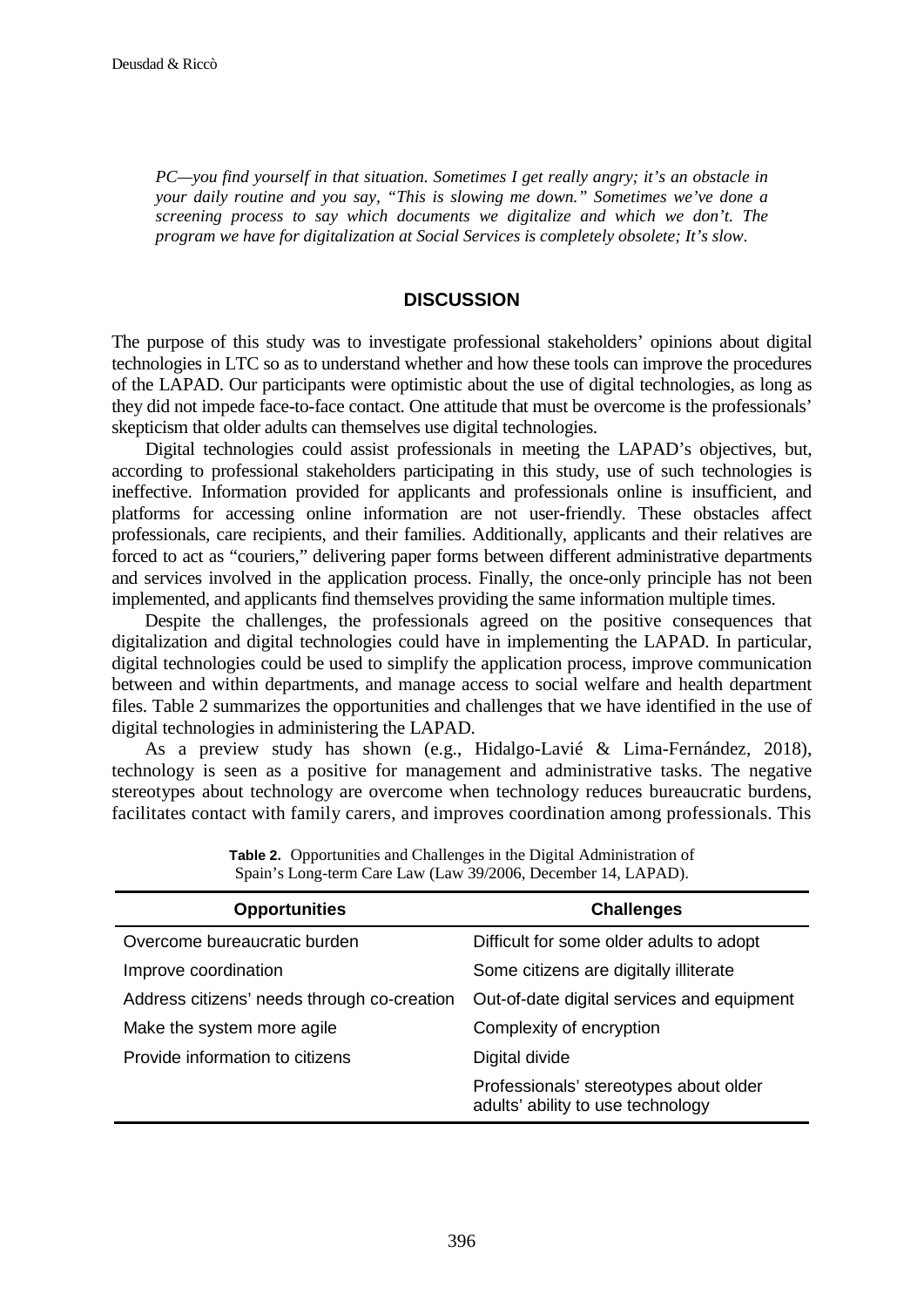*PC—you find yourself in that situation. Sometimes I get really angry; it's an obstacle in your daily routine and you say, "This is slowing me down." Sometimes we've done a screening process to say which documents we digitalize and which we don't. The program we have for digitalization at Social Services is completely obsolete; It's slow.*

## DISCUSSION

The purpose of this study was to investigate professional stakeholders' opinions about digital technologies in LTC so as to understand whether and how these tools can improve the procedures of the LAPAD. Our participants were optimistic about the use of digital technologies, as long as they did not impede face-to-face contact. One attitude that must be overcome is the professionals' skepticism that older adults can themselves use digital technologies.

Digital technologies could assist professionals in meeting the LAPAD's objectives, but, according to professional stakeholders participating in this study, use of such technologies is ineffective. Information provided for applicants and professionals online is insufficient, and platforms for accessing online information are not user-friendly. These obstacles affect professionals, care recipients, and their families. Additionally, applicants and their relatives are forced to act as "couriers," delivering paper forms between different administrative departments and services involved in the application process. Finally, the once-only principle has not been implemented, and applicants find themselves providing the same information multiple times.

Despite the challenges, the professionals agreed on the positive consequences that digitalization and digital technologies could have in implementing the LAPAD. In particular, digital technologies could be used to simplify the application process, improve communication between and within departments, and manage access to social welfare and health department files. Table 2 summarizes the opportunities and challenges that we have identified in the use of digital technologies in administering the LAPAD.

As a preview study has shown (e.g., Hidalgo-Lavié & Lima-Fernández, 2018), technology is seen as a positive for management and administrative tasks. The negative stereotypes about technology are overcome when technology reduces bureaucratic burdens, facilitates contact with family carers, and improves coordination among professionals. This

**Table 2.** Opportunities and Challenges in the Digital Administration of Spain's Long-term Care Law (Law 39/2006, December 14, LAPAD).

| Opportunities | Challenges |
|---|---|
| Overcome bureaucratic burden | Difficult for some older adults to adopt |
| Improve coordination | Some citizens are digitally illiterate |
| Address citizens' needs through co-creation | Out-of-date digital services and equipment |
| Make the system more agile | Complexity of encryption |
| Provide information to citizens | Digital divide |
| | Professionals' stereotypes about older adults' ability to use technology |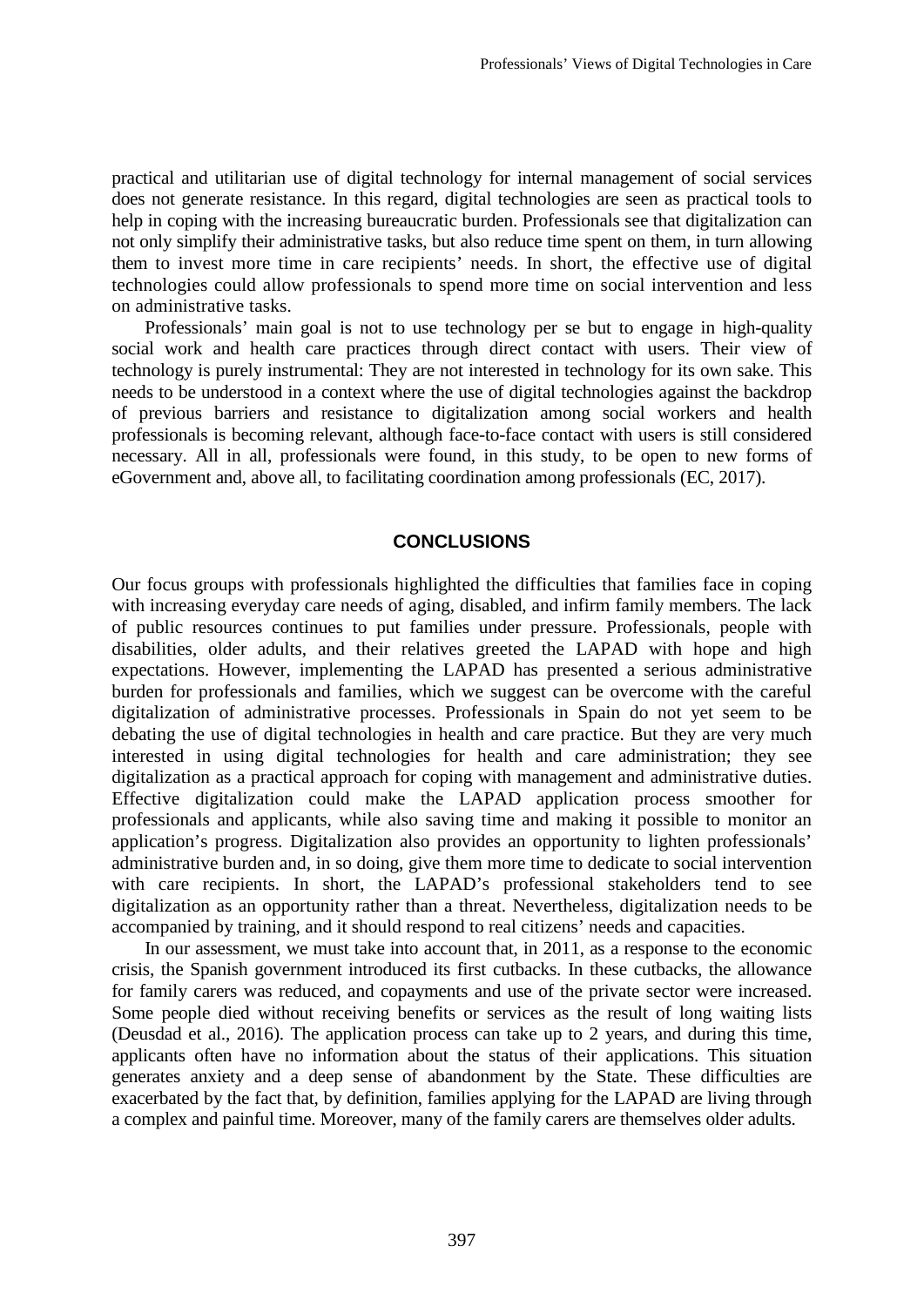practical and utilitarian use of digital technology for internal management of social services does not generate resistance. In this regard, digital technologies are seen as practical tools to help in coping with the increasing bureaucratic burden. Professionals see that digitalization can not only simplify their administrative tasks, but also reduce time spent on them, in turn allowing them to invest more time in care recipients' needs. In short, the effective use of digital technologies could allow professionals to spend more time on social intervention and less on administrative tasks.

Professionals' main goal is not to use technology per se but to engage in high-quality social work and health care practices through direct contact with users. Their view of technology is purely instrumental: They are not interested in technology for its own sake. This needs to be understood in a context where the use of digital technologies against the backdrop of previous barriers and resistance to digitalization among social workers and health professionals is becoming relevant, although face-to-face contact with users is still considered necessary. All in all, professionals were found, in this study, to be open to new forms of eGovernment and, above all, to facilitating coordination among professionals (EC, 2017).

## CONCLUSIONS

Our focus groups with professionals highlighted the difficulties that families face in coping with increasing everyday care needs of aging, disabled, and infirm family members. The lack of public resources continues to put families under pressure. Professionals, people with disabilities, older adults, and their relatives greeted the LAPAD with hope and high expectations. However, implementing the LAPAD has presented a serious administrative burden for professionals and families, which we suggest can be overcome with the careful digitalization of administrative processes. Professionals in Spain do not yet seem to be debating the use of digital technologies in health and care practice. But they are very much interested in using digital technologies for health and care administration; they see digitalization as a practical approach for coping with management and administrative duties. Effective digitalization could make the LAPAD application process smoother for professionals and applicants, while also saving time and making it possible to monitor an application's progress. Digitalization also provides an opportunity to lighten professionals' administrative burden and, in so doing, give them more time to dedicate to social intervention with care recipients. In short, the LAPAD's professional stakeholders tend to see digitalization as an opportunity rather than a threat. Nevertheless, digitalization needs to be accompanied by training, and it should respond to real citizens' needs and capacities.

In our assessment, we must take into account that, in 2011, as a response to the economic crisis, the Spanish government introduced its first cutbacks. In these cutbacks, the allowance for family carers was reduced, and copayments and use of the private sector were increased. Some people died without receiving benefits or services as the result of long waiting lists (Deusdad et al., 2016). The application process can take up to 2 years, and during this time, applicants often have no information about the status of their applications. This situation generates anxiety and a deep sense of abandonment by the State. These difficulties are exacerbated by the fact that, by definition, families applying for the LAPAD are living through a complex and painful time. Moreover, many of the family carers are themselves older adults.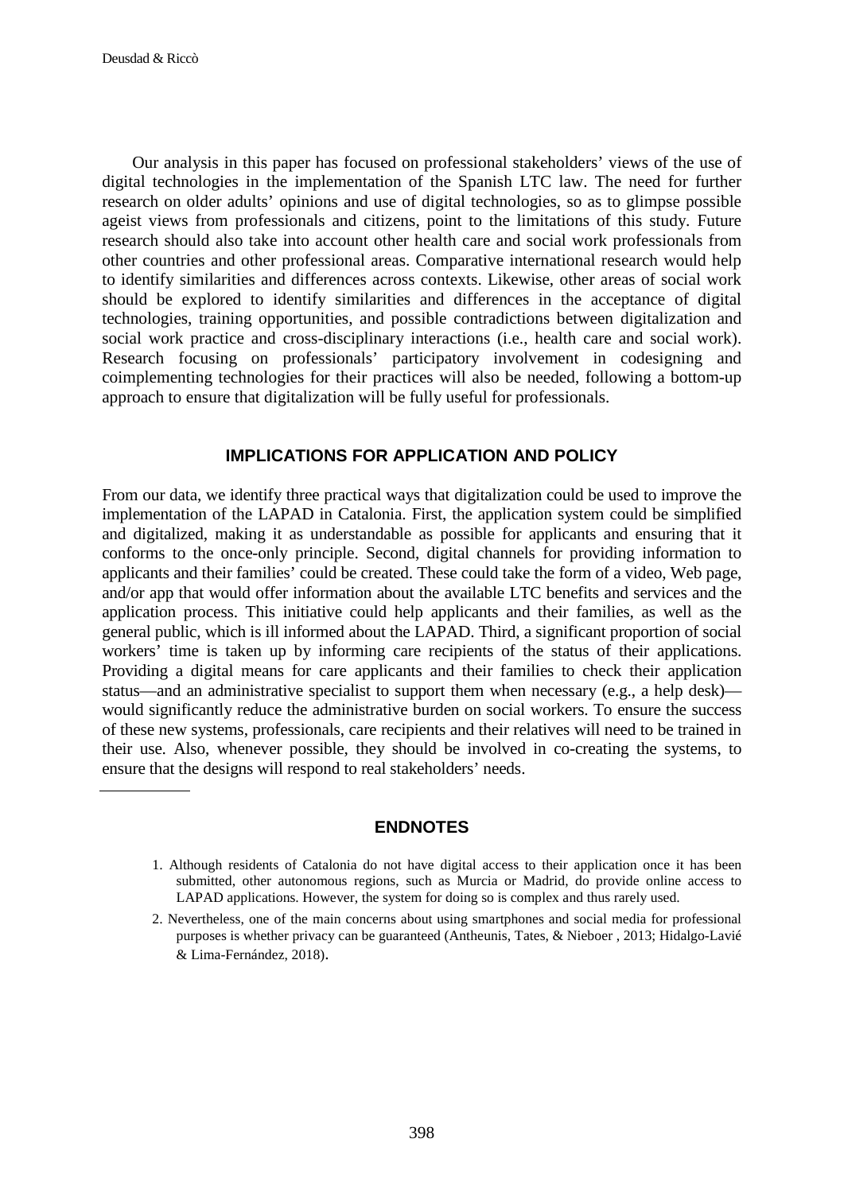Our analysis in this paper has focused on professional stakeholders' views of the use of digital technologies in the implementation of the Spanish LTC law. The need for further research on older adults' opinions and use of digital technologies, so as to glimpse possible ageist views from professionals and citizens, point to the limitations of this study. Future research should also take into account other health care and social work professionals from other countries and other professional areas. Comparative international research would help to identify similarities and differences across contexts. Likewise, other areas of social work should be explored to identify similarities and differences in the acceptance of digital technologies, training opportunities, and possible contradictions between digitalization and social work practice and cross-disciplinary interactions (i.e., health care and social work). Research focusing on professionals' participatory involvement in codesigning and coimplementing technologies for their practices will also be needed, following a bottom-up approach to ensure that digitalization will be fully useful for professionals.

## IMPLICATIONS FOR APPLICATION AND POLICY

From our data, we identify three practical ways that digitalization could be used to improve the implementation of the LAPAD in Catalonia. First, the application system could be simplified and digitalized, making it as understandable as possible for applicants and ensuring that it conforms to the once-only principle. Second, digital channels for providing information to applicants and their families' could be created. These could take the form of a video, Web page, and/or app that would offer information about the available LTC benefits and services and the application process. This initiative could help applicants and their families, as well as the general public, which is ill informed about the LAPAD. Third, a significant proportion of social workers' time is taken up by informing care recipients of the status of their applications. Providing a digital means for care applicants and their families to check their application status—and an administrative specialist to support them when necessary (e.g., a help desk)—would significantly reduce the administrative burden on social workers. To ensure the success of these new systems, professionals, care recipients and their relatives will need to be trained in their use. Also, whenever possible, they should be involved in co-creating the systems, to ensure that the designs will respond to real stakeholders' needs.

---

## ENDNOTES

1. Although residents of Catalonia do not have digital access to their application once it has been submitted, other autonomous regions, such as Murcia or Madrid, do provide online access to LAPAD applications. However, the system for doing so is complex and thus rarely used.
2. Nevertheless, one of the main concerns about using smartphones and social media for professional purposes is whether privacy can be guaranteed (Antheunis, Tates, & Nieboer , 2013; Hidalgo-Lavié & Lima-Fernández, 2018).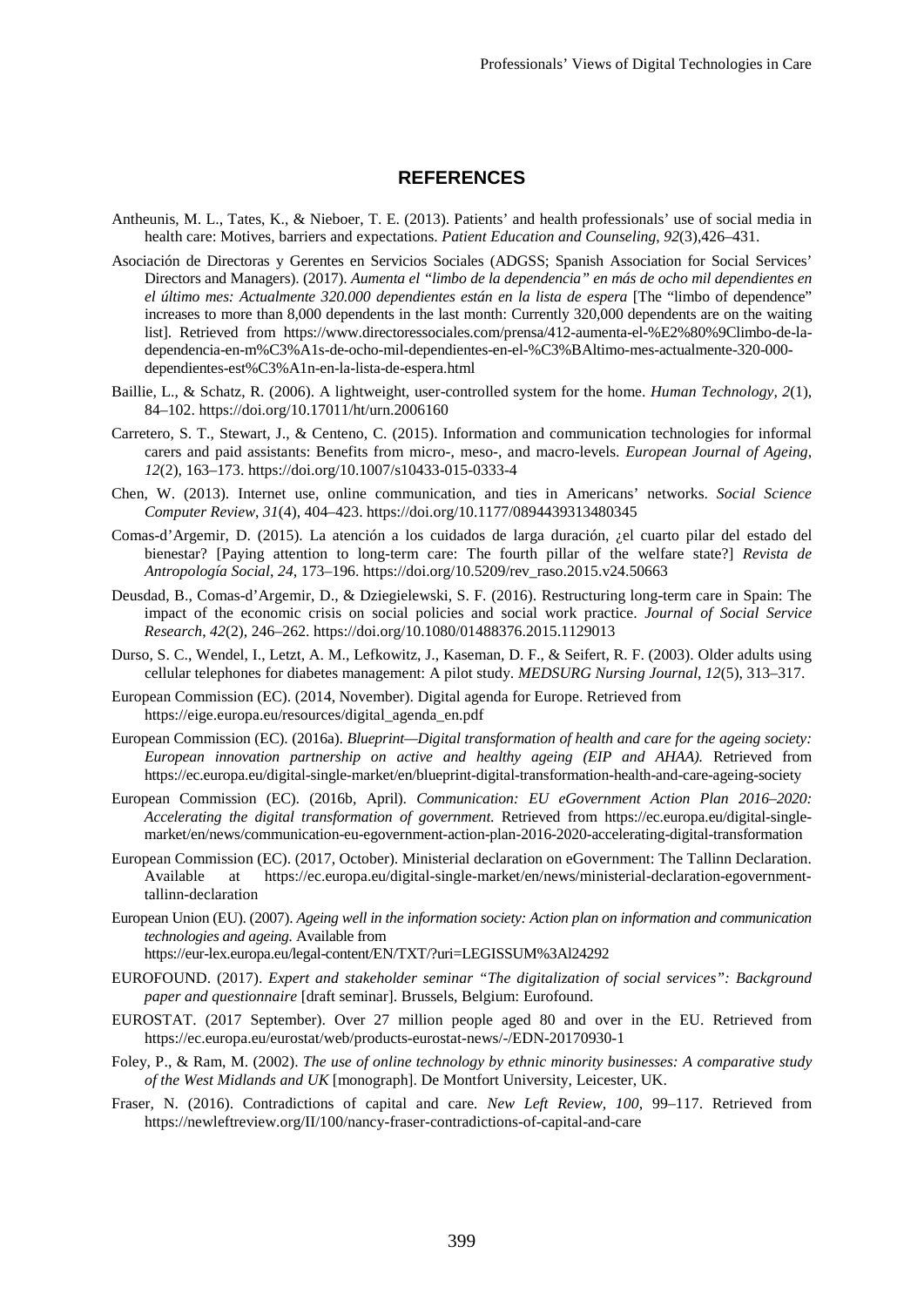## REFERENCES

Antheunis, M. L., Tates, K., & Nieboer, T. E. (2013). Patients' and health professionals' use of social media in health care: Motives, barriers and expectations. *Patient Education and Counseling, 92*(3),426–431.

Asociación de Directoras y Gerentes en Servicios Sociales (ADGSS; Spanish Association for Social Services' Directors and Managers). (2017). *Aumenta el "limbo de la dependencia" en más de ocho mil dependientes en el último mes: Actualmente 320.000 dependientes están en la lista de espera* [The "limbo of dependence" increases to more than 8,000 dependents in the last month: Currently 320,000 dependents are on the waiting list]. Retrieved from https://www.directoressociales.com/prensa/412-aumenta-el-%E2%80%9Climbo-de-la-dependencia-en-m%C3%A1s-de-ocho-mil-dependientes-en-el-%C3%BAltimo-mes-actualmente-320-000-dependientes-est%C3%A1n-en-la-lista-de-espera.html

Baillie, L., & Schatz, R. (2006). A lightweight, user-controlled system for the home. *Human Technology, 2*(1), 84–102. https://doi.org/10.17011/ht/urn.2006160

Carretero, S. T., Stewart, J., & Centeno, C. (2015). Information and communication technologies for informal carers and paid assistants: Benefits from micro-, meso-, and macro-levels. *European Journal of Ageing, 12*(2), 163–173. https://doi.org/10.1007/s10433-015-0333-4

Chen, W. (2013). Internet use, online communication, and ties in Americans' networks. *Social Science Computer Review, 31*(4), 404–423. https://doi.org/10.1177/0894439313480345

Comas-d'Argemir, D. (2015). La atención a los cuidados de larga duración, ¿el cuarto pilar del estado del bienestar? [Paying attention to long-term care: The fourth pillar of the welfare state?] *Revista de Antropología Social, 24*, 173–196. https://doi.org/10.5209/rev_raso.2015.v24.50663

Deusdad, B., Comas-d'Argemir, D., & Dziegielewski, S. F. (2016). Restructuring long-term care in Spain: The impact of the economic crisis on social policies and social work practice. *Journal of Social Service Research, 42*(2), 246–262. https://doi.org/10.1080/01488376.2015.1129013

Durso, S. C., Wendel, I., Letzt, A. M., Lefkowitz, J., Kaseman, D. F., & Seifert, R. F. (2003). Older adults using cellular telephones for diabetes management: A pilot study. *MEDSURG Nursing Journal, 12*(5), 313–317.

European Commission (EC). (2014, November). Digital agenda for Europe. Retrieved from https://eige.europa.eu/resources/digital_agenda_en.pdf

European Commission (EC). (2016a). *Blueprint—Digital transformation of health and care for the ageing society: European innovation partnership on active and healthy ageing (EIP and AHAA).* Retrieved from https://ec.europa.eu/digital-single-market/en/blueprint-digital-transformation-health-and-care-ageing-society

European Commission (EC). (2016b, April). *Communication: EU eGovernment Action Plan 2016–2020: Accelerating the digital transformation of government.* Retrieved from https://ec.europa.eu/digital-single-market/en/news/communication-eu-egovernment-action-plan-2016-2020-accelerating-digital-transformation

European Commission (EC). (2017, October). Ministerial declaration on eGovernment: The Tallinn Declaration. Available at https://ec.europa.eu/digital-single-market/en/news/ministerial-declaration-egovernment-tallinn-declaration

European Union (EU). (2007). *Ageing well in the information society: Action plan on information and communication technologies and ageing.* Available from https://eur-lex.europa.eu/legal-content/EN/TXT/?uri=LEGISSUM%3Al24292

EUROFOUND. (2017). *Expert and stakeholder seminar "The digitalization of social services": Background paper and questionnaire* [draft seminar]. Brussels, Belgium: Eurofound.

EUROSTAT. (2017 September). Over 27 million people aged 80 and over in the EU. Retrieved from https://ec.europa.eu/eurostat/web/products-eurostat-news/-/EDN-20170930-1

Foley, P., & Ram, M. (2002). *The use of online technology by ethnic minority businesses: A comparative study of the West Midlands and UK* [monograph]. De Montfort University, Leicester, UK.

Fraser, N. (2016). Contradictions of capital and care. *New Left Review, 100*, 99–117. Retrieved from https://newleftreview.org/II/100/nancy-fraser-contradictions-of-capital-and-care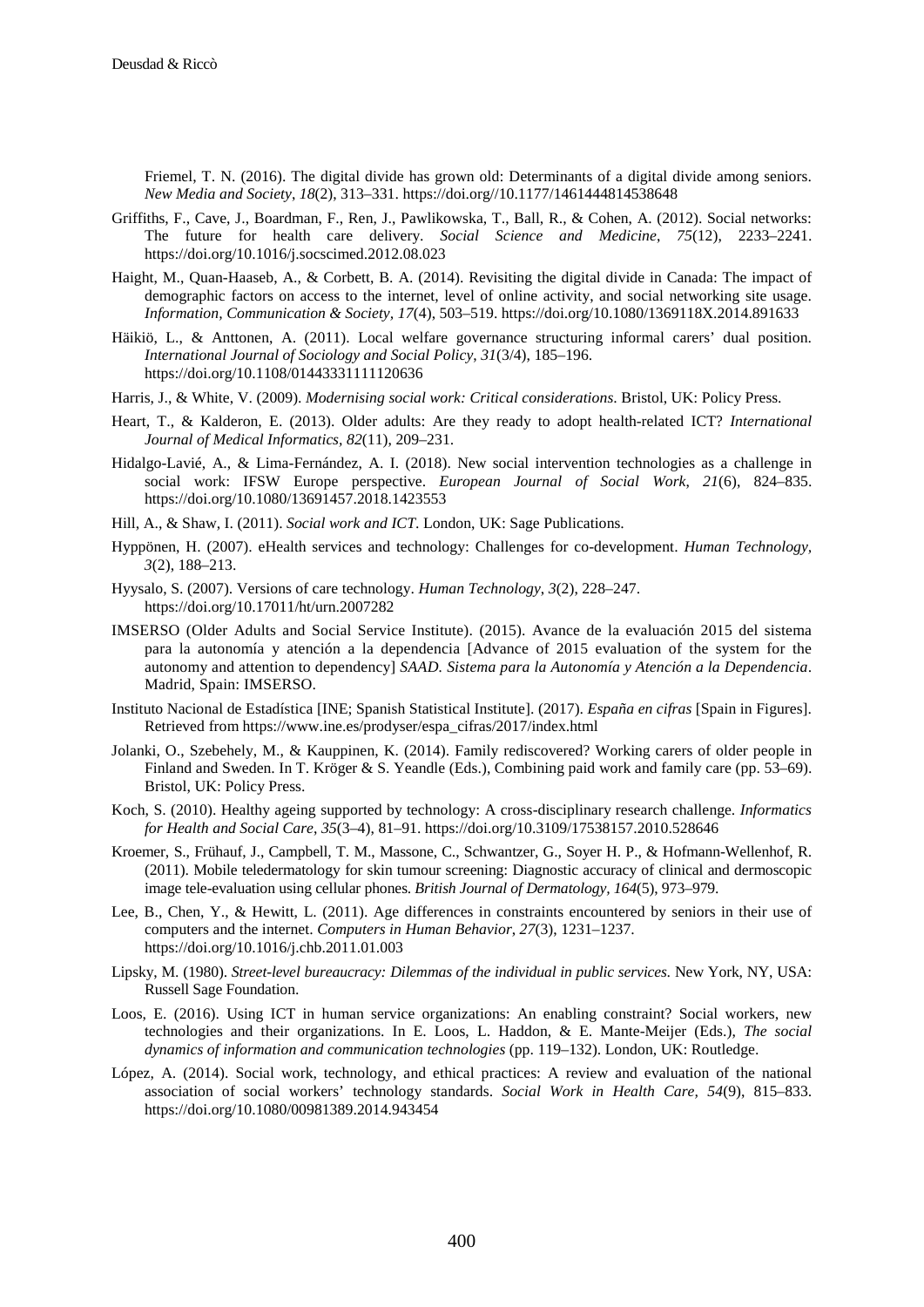Friemel, T. N. (2016). The digital divide has grown old: Determinants of a digital divide among seniors. *New Media and Society*, *18*(2), 313–331. https://doi.org//10.1177/1461444814538648

Griffiths, F., Cave, J., Boardman, F., Ren, J., Pawlikowska, T., Ball, R., & Cohen, A. (2012). Social networks: The future for health care delivery. *Social Science and Medicine*, *75*(12), 2233–2241. https://doi.org/10.1016/j.socscimed.2012.08.023

Haight, M., Quan-Haaseb, A., & Corbett, B. A. (2014). Revisiting the digital divide in Canada: The impact of demographic factors on access to the internet, level of online activity, and social networking site usage. *Information, Communication & Society*, *17*(4), 503–519. https://doi.org/10.1080/1369118X.2014.891633

Häikiö, L., & Anttonen, A. (2011). Local welfare governance structuring informal carers' dual position. *International Journal of Sociology and Social Policy*, *31*(3/4), 185–196. https://doi.org/10.1108/01443331111120636

Harris, J., & White, V. (2009). *Modernising social work: Critical considerations*. Bristol, UK: Policy Press.

Heart, T., & Kalderon, E. (2013). Older adults: Are they ready to adopt health-related ICT? *International Journal of Medical Informatics*, *82*(11), 209–231.

Hidalgo-Lavié, A., & Lima-Fernández, A. I. (2018). New social intervention technologies as a challenge in social work: IFSW Europe perspective. *European Journal of Social Work*, *21*(6), 824–835. https://doi.org/10.1080/13691457.2018.1423553

Hill, A., & Shaw, I. (2011). *Social work and ICT*. London, UK: Sage Publications.

Hyppönen, H. (2007). eHealth services and technology: Challenges for co-development. *Human Technology*, *3*(2), 188–213.

Hyysalo, S. (2007). Versions of care technology. *Human Technology*, *3*(2), 228–247. https://doi.org/10.17011/ht/urn.2007282

IMSERSO (Older Adults and Social Service Institute). (2015). Avance de la evaluación 2015 del sistema para la autonomía y atención a la dependencia [Advance of 2015 evaluation of the system for the autonomy and attention to dependency] *SAAD. Sistema para la Autonomía y Atención a la Dependencia*. Madrid, Spain: IMSERSO.

Instituto Nacional de Estadística [INE; Spanish Statistical Institute]. (2017). *España en cifras* [Spain in Figures]. Retrieved from https://www.ine.es/prodyser/espa_cifras/2017/index.html

Jolanki, O., Szebehely, M., & Kauppinen, K. (2014). Family rediscovered? Working carers of older people in Finland and Sweden. In T. Kröger & S. Yeandle (Eds.), Combining paid work and family care (pp. 53–69). Bristol, UK: Policy Press.

Koch, S. (2010). Healthy ageing supported by technology: A cross-disciplinary research challenge. *Informatics for Health and Social Care*, *35*(3–4), 81–91. https://doi.org/10.3109/17538157.2010.528646

Kroemer, S., Frühauf, J., Campbell, T. M., Massone, C., Schwantzer, G., Soyer H. P., & Hofmann-Wellenhof, R. (2011). Mobile teledermatology for skin tumour screening: Diagnostic accuracy of clinical and dermoscopic image tele-evaluation using cellular phones. *British Journal of Dermatology*, *164*(5), 973–979.

Lee, B., Chen, Y., & Hewitt, L. (2011). Age differences in constraints encountered by seniors in their use of computers and the internet. *Computers in Human Behavior*, *27*(3), 1231–1237. https://doi.org/10.1016/j.chb.2011.01.003

Lipsky, M. (1980). *Street-level bureaucracy: Dilemmas of the individual in public services*. New York, NY, USA: Russell Sage Foundation.

Loos, E. (2016). Using ICT in human service organizations: An enabling constraint? Social workers, new technologies and their organizations. In E. Loos, L. Haddon, & E. Mante-Meijer (Eds.), *The social dynamics of information and communication technologies* (pp. 119–132). London, UK: Routledge.

López, A. (2014). Social work, technology, and ethical practices: A review and evaluation of the national association of social workers' technology standards. *Social Work in Health Care*, *54*(9), 815–833. https://doi.org/10.1080/00981389.2014.943454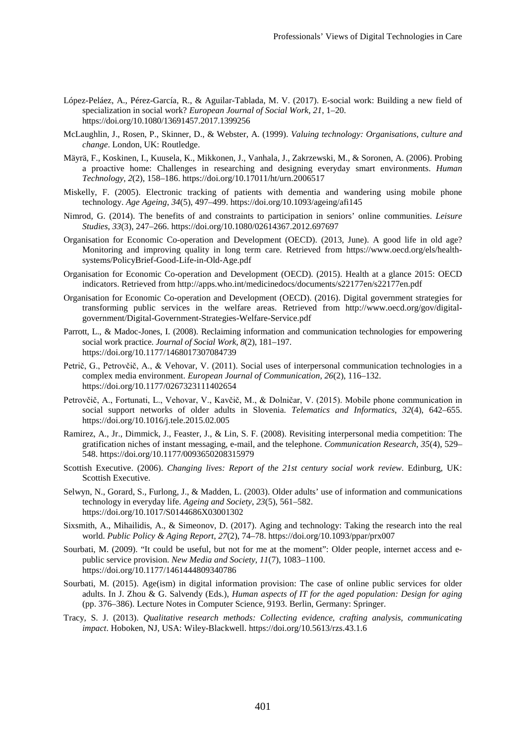López-Peláez, A., Pérez-García, R., & Aguilar-Tablada, M. V. (2017). E-social work: Building a new field of specialization in social work? *European Journal of Social Work*, *21*, 1–20. https://doi.org/10.1080/13691457.2017.1399256

McLaughlin, J., Rosen, P., Skinner, D., & Webster, A. (1999). *Valuing technology: Organisations, culture and change*. London, UK: Routledge.

Mäyrä, F., Koskinen, I., Kuusela, K., Mikkonen, J., Vanhala, J., Zakrzewski, M., & Soronen, A. (2006). Probing a proactive home: Challenges in researching and designing everyday smart environments. *Human Technology*, *2*(2), 158–186. https://doi.org/10.17011/ht/urn.2006517

Miskelly, F. (2005). Electronic tracking of patients with dementia and wandering using mobile phone technology. *Age Ageing*, *34*(5), 497–499. https://doi.org/10.1093/ageing/afi145

Nimrod, G. (2014). The benefits of and constraints to participation in seniors' online communities. *Leisure Studies*, *33*(3), 247–266. https://doi.org/10.1080/02614367.2012.697697

Organisation for Economic Co-operation and Development (OECD). (2013, June). A good life in old age? Monitoring and improving quality in long term care. Retrieved from https://www.oecd.org/els/health-systems/PolicyBrief-Good-Life-in-Old-Age.pdf

Organisation for Economic Co-operation and Development (OECD). (2015). Health at a glance 2015: OECD indicators. Retrieved from http://apps.who.int/medicinedocs/documents/s22177en/s22177en.pdf

Organisation for Economic Co-operation and Development (OECD). (2016). Digital government strategies for transforming public services in the welfare areas. Retrieved from http://www.oecd.org/gov/digital-government/Digital-Government-Strategies-Welfare-Service.pdf

Parrott, L., & Madoc-Jones, I. (2008). Reclaiming information and communication technologies for empowering social work practice. *Journal of Social Work*, *8*(2), 181–197. https://doi.org/10.1177/1468017307084739

Petrič, G., Petrovčič, A., & Vehovar, V. (2011). Social uses of interpersonal communication technologies in a complex media environment. *European Journal of Communication*, *26*(2), 116–132. https://doi.org/10.1177/0267323111402654

Petrovčič, A., Fortunati, L., Vehovar, V., Kavčič, M., & Dolničar, V. (2015). Mobile phone communication in social support networks of older adults in Slovenia. *Telematics and Informatics*, *32*(4), 642–655. https://doi.org/10.1016/j.tele.2015.02.005

Ramirez, A., Jr., Dimmick, J., Feaster, J., & Lin, S. F. (2008). Revisiting interpersonal media competition: The gratification niches of instant messaging, e-mail, and the telephone. *Communication Research*, *35*(4), 529–548. https://doi.org/10.1177/0093650208315979

Scottish Executive. (2006). *Changing lives: Report of the 21st century social work review*. Edinburg, UK: Scottish Executive.

Selwyn, N., Gorard, S., Furlong, J., & Madden, L. (2003). Older adults' use of information and communications technology in everyday life. *Ageing and Society*, *23*(5), 561–582. https://doi.org/10.1017/S0144686X03001302

Sixsmith, A., Mihailidis, A., & Simeonov, D. (2017). Aging and technology: Taking the research into the real world. *Public Policy & Aging Report*, *27*(2), 74–78. https://doi.org/10.1093/ppar/prx007

Sourbati, M. (2009). "It could be useful, but not for me at the moment": Older people, internet access and e-public service provision. *New Media and Society*, *11*(7), 1083–1100. https://doi.org/10.1177/1461444809340786

Sourbati, M. (2015). Age(ism) in digital information provision: The case of online public services for older adults. In J. Zhou & G. Salvendy (Eds.), *Human aspects of IT for the aged population: Design for aging* (pp. 376–386). Lecture Notes in Computer Science, 9193. Berlin, Germany: Springer.

Tracy, S. J. (2013). *Qualitative research methods: Collecting evidence, crafting analysis, communicating impact*. Hoboken, NJ, USA: Wiley-Blackwell. https://doi.org/10.5613/rzs.43.1.6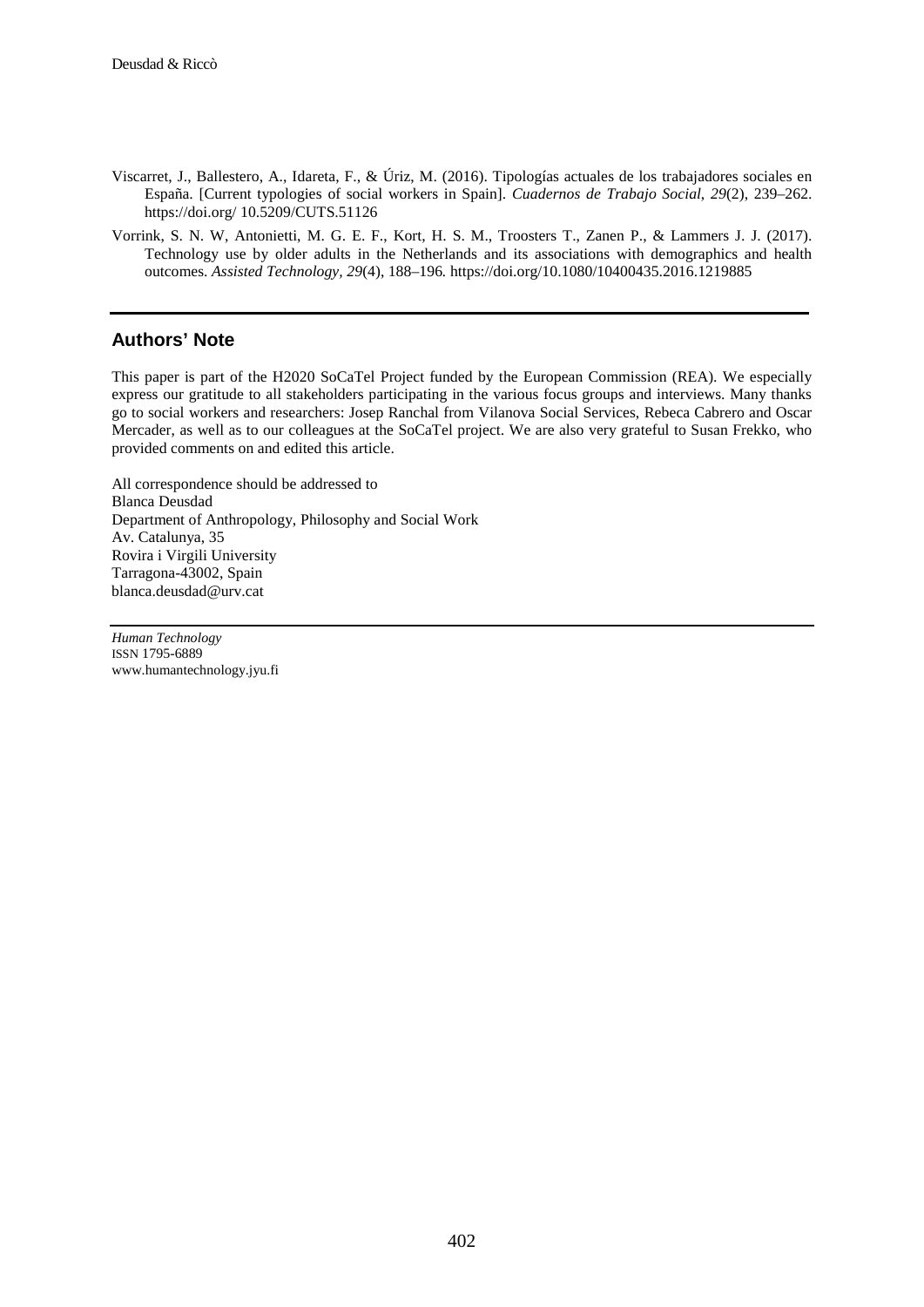Viscarret, J., Ballestero, A., Idareta, F., & Úriz, M. (2016). Tipologías actuales de los trabajadores sociales en España. [Current typologies of social workers in Spain]. *Cuadernos de Trabajo Social*, *29*(2), 239–262. https://doi.org/ 10.5209/CUTS.51126

Vorrink, S. N. W, Antonietti, M. G. E. F., Kort, H. S. M., Troosters T., Zanen P., & Lammers J. J. (2017). Technology use by older adults in the Netherlands and its associations with demographics and health outcomes. *Assisted Technology, 29*(4), 188–196. https://doi.org/10.1080/10400435.2016.1219885

## Authors' Note

This paper is part of the H2020 SoCaTel Project funded by the European Commission (REA). We especially express our gratitude to all stakeholders participating in the various focus groups and interviews. Many thanks go to social workers and researchers: Josep Ranchal from Vilanova Social Services, Rebeca Cabrero and Oscar Mercader, as well as to our colleagues at the SoCaTel project. We are also very grateful to Susan Frekko, who provided comments on and edited this article.

All correspondence should be addressed to
Blanca Deusdad
Department of Anthropology, Philosophy and Social Work
Av. Catalunya, 35
Rovira i Virgili University
Tarragona-43002, Spain
blanca.deusdad@urv.cat

*Human Technology*
ISSN 1795-6889
www.humantechnology.jyu.fi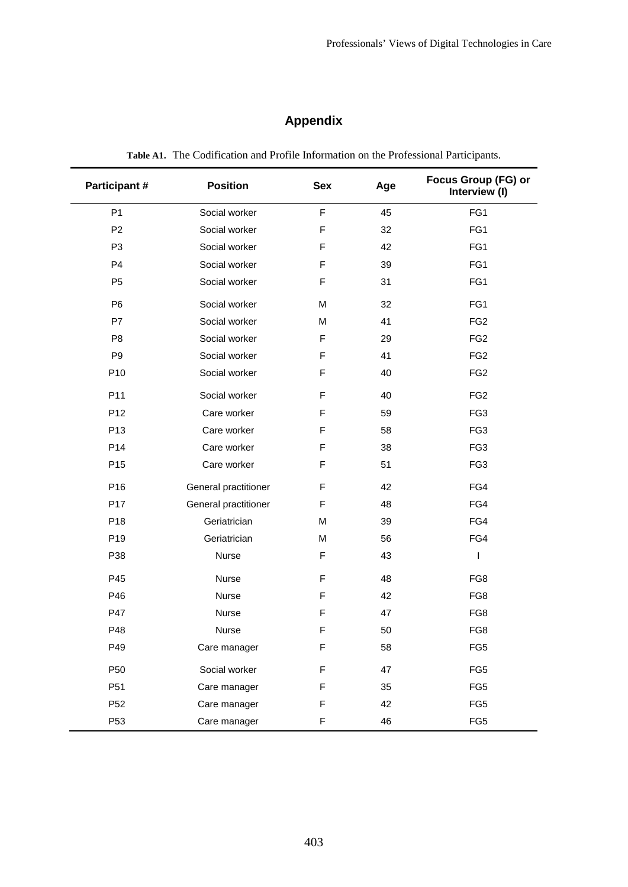# Appendix

**Table A1.** The Codification and Profile Information on the Professional Participants.

| Participant # | Position | Sex | Age | Focus Group (FG) or Interview (I) |
|---|---|---|---|---|
| P1 | Social worker | F | 45 | FG1 |
| P2 | Social worker | F | 32 | FG1 |
| P3 | Social worker | F | 42 | FG1 |
| P4 | Social worker | F | 39 | FG1 |
| P5 | Social worker | F | 31 | FG1 |
| P6 | Social worker | M | 32 | FG1 |
| P7 | Social worker | M | 41 | FG2 |
| P8 | Social worker | F | 29 | FG2 |
| P9 | Social worker | F | 41 | FG2 |
| P10 | Social worker | F | 40 | FG2 |
| P11 | Social worker | F | 40 | FG2 |
| P12 | Care worker | F | 59 | FG3 |
| P13 | Care worker | F | 58 | FG3 |
| P14 | Care worker | F | 38 | FG3 |
| P15 | Care worker | F | 51 | FG3 |
| P16 | General practitioner | F | 42 | FG4 |
| P17 | General practitioner | F | 48 | FG4 |
| P18 | Geriatrician | M | 39 | FG4 |
| P19 | Geriatrician | M | 56 | FG4 |
| P38 | Nurse | F | 43 | I |
| P45 | Nurse | F | 48 | FG8 |
| P46 | Nurse | F | 42 | FG8 |
| P47 | Nurse | F | 47 | FG8 |
| P48 | Nurse | F | 50 | FG8 |
| P49 | Care manager | F | 58 | FG5 |
| P50 | Social worker | F | 47 | FG5 |
| P51 | Care manager | F | 35 | FG5 |
| P52 | Care manager | F | 42 | FG5 |
| P53 | Care manager | F | 46 | FG5 |